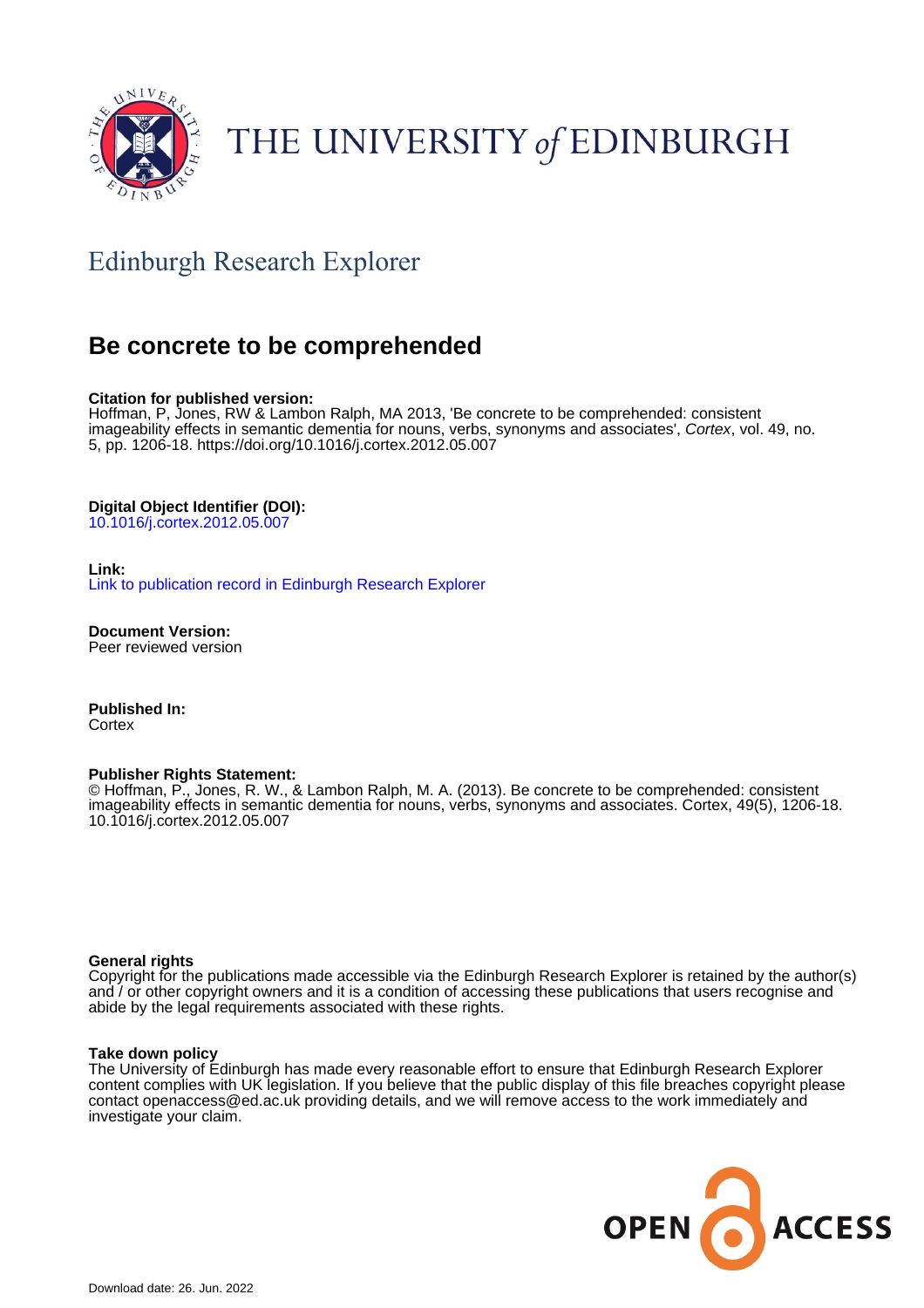THE UNIVERSITY *of* EDINBURGH

Edinburgh Research Explorer

# Be concrete to be comprehended

**Citation for published version:**
Hoffman, P, Jones, RW & Lambon Ralph, MA 2013, 'Be concrete to be comprehended: consistent imageability effects in semantic dementia for nouns, verbs, synonyms and associates', *Cortex*, vol. 49, no. 5, pp. 1206-18. https://doi.org/10.1016/j.cortex.2012.05.007

**Digital Object Identifier (DOI):**
10.1016/j.cortex.2012.05.007

**Link:**
Link to publication record in Edinburgh Research Explorer

**Document Version:**
Peer reviewed version

**Published In:**
Cortex

**Publisher Rights Statement:**
© Hoffman, P., Jones, R. W., & Lambon Ralph, M. A. (2013). Be concrete to be comprehended: consistent imageability effects in semantic dementia for nouns, verbs, synonyms and associates. Cortex, 49(5), 1206-18. 10.1016/j.cortex.2012.05.007

**General rights**
Copyright for the publications made accessible via the Edinburgh Research Explorer is retained by the author(s) and / or other copyright owners and it is a condition of accessing these publications that users recognise and abide by the legal requirements associated with these rights.

**Take down policy**
The University of Edinburgh has made every reasonable effort to ensure that Edinburgh Research Explorer content complies with UK legislation. If you believe that the public display of this file breaches copyright please contact openaccess@ed.ac.uk providing details, and we will remove access to the work immediately and investigate your claim.

OPEN ACCESS

Download date: 26. Jun. 2022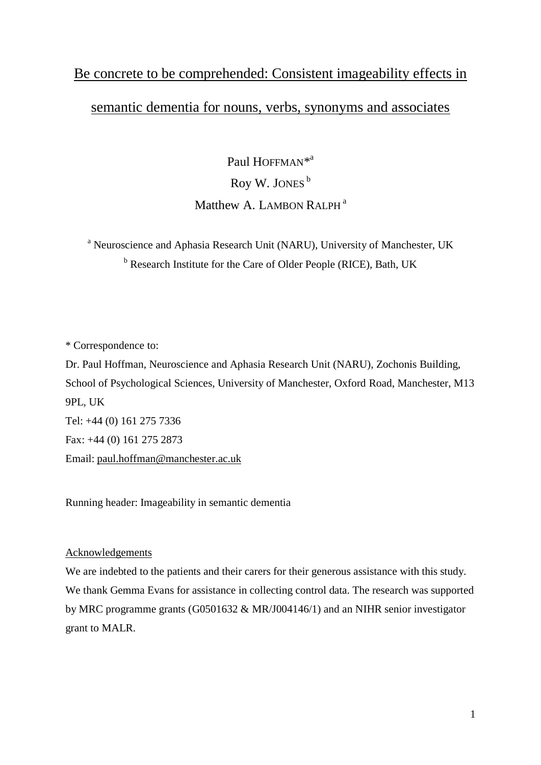# Be concrete to be comprehended: Consistent imageability effects in semantic dementia for nouns, verbs, synonyms and associates

Paul HOFFMAN*[a]

Roy W. JONES [b]

Matthew A. LAMBON RALPH [a]

[a] Neuroscience and Aphasia Research Unit (NARU), University of Manchester, UK

[b] Research Institute for the Care of Older People (RICE), Bath, UK

\* Correspondence to:

Dr. Paul Hoffman, Neuroscience and Aphasia Research Unit (NARU), Zochonis Building, School of Psychological Sciences, University of Manchester, Oxford Road, Manchester, M13 9PL, UK

Tel: +44 (0) 161 275 7336

Fax: +44 (0) 161 275 2873

Email: paul.hoffman@manchester.ac.uk

Running header: Imageability in semantic dementia

## Acknowledgements

We are indebted to the patients and their carers for their generous assistance with this study. We thank Gemma Evans for assistance in collecting control data. The research was supported by MRC programme grants (G0501632 & MR/J004146/1) and an NIHR senior investigator grant to MALR.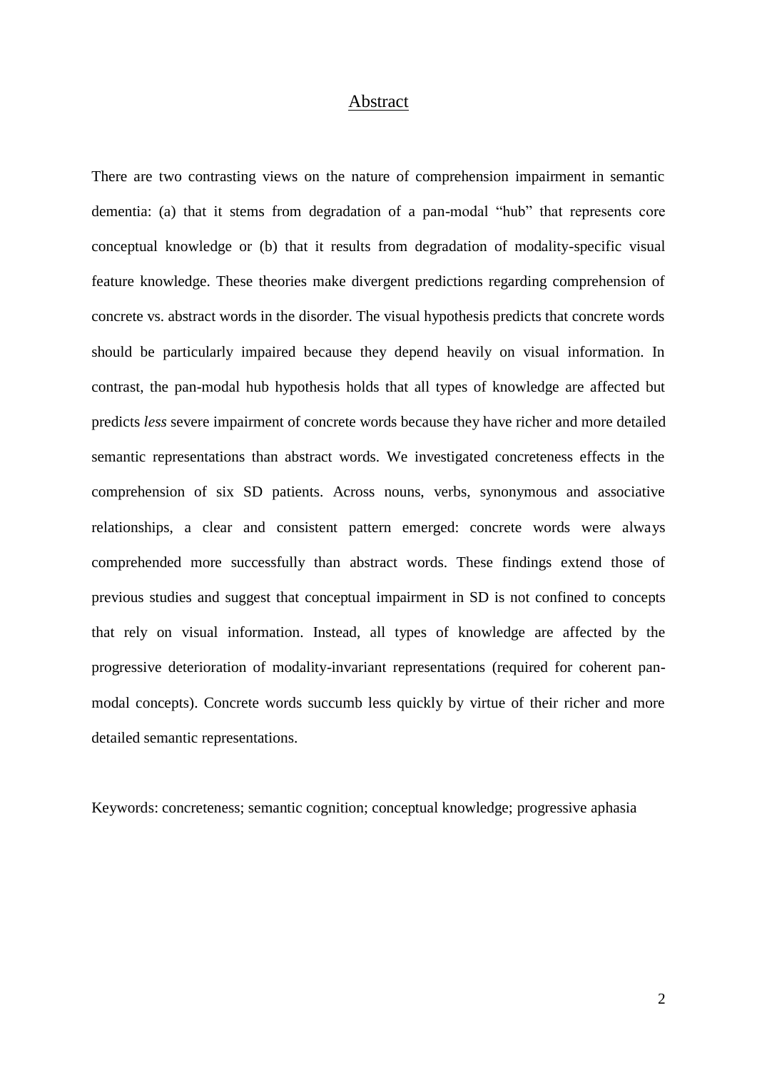## Abstract

There are two contrasting views on the nature of comprehension impairment in semantic dementia: (a) that it stems from degradation of a pan-modal "hub" that represents core conceptual knowledge or (b) that it results from degradation of modality-specific visual feature knowledge. These theories make divergent predictions regarding comprehension of concrete vs. abstract words in the disorder. The visual hypothesis predicts that concrete words should be particularly impaired because they depend heavily on visual information. In contrast, the pan-modal hub hypothesis holds that all types of knowledge are affected but predicts *less* severe impairment of concrete words because they have richer and more detailed semantic representations than abstract words. We investigated concreteness effects in the comprehension of six SD patients. Across nouns, verbs, synonymous and associative relationships, a clear and consistent pattern emerged: concrete words were always comprehended more successfully than abstract words. These findings extend those of previous studies and suggest that conceptual impairment in SD is not confined to concepts that rely on visual information. Instead, all types of knowledge are affected by the progressive deterioration of modality-invariant representations (required for coherent pan-modal concepts). Concrete words succumb less quickly by virtue of their richer and more detailed semantic representations.

Keywords: concreteness; semantic cognition; conceptual knowledge; progressive aphasia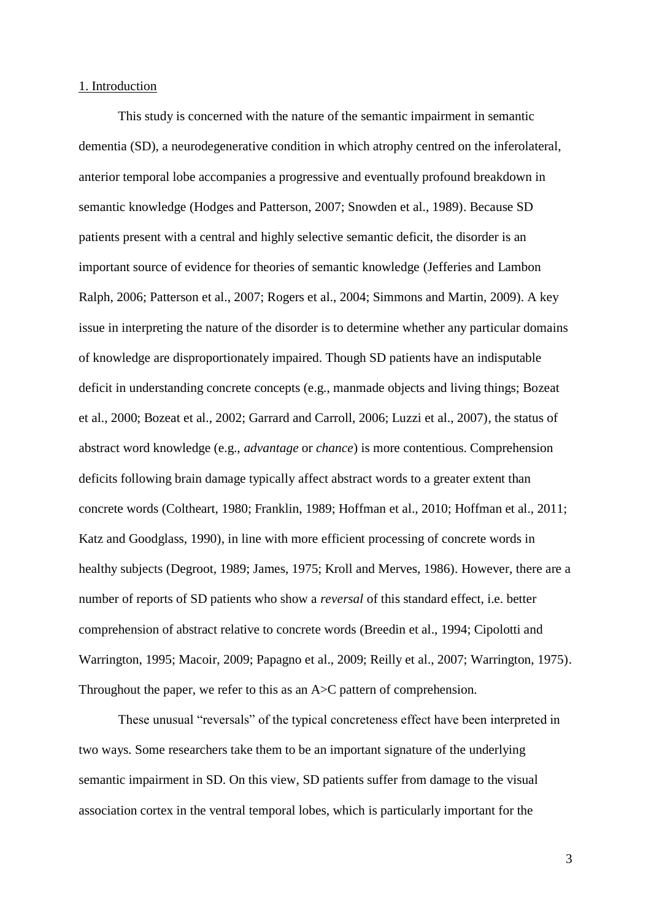## 1. Introduction

This study is concerned with the nature of the semantic impairment in semantic dementia (SD), a neurodegenerative condition in which atrophy centred on the inferolateral, anterior temporal lobe accompanies a progressive and eventually profound breakdown in semantic knowledge (Hodges and Patterson, 2007; Snowden et al., 1989). Because SD patients present with a central and highly selective semantic deficit, the disorder is an important source of evidence for theories of semantic knowledge (Jefferies and Lambon Ralph, 2006; Patterson et al., 2007; Rogers et al., 2004; Simmons and Martin, 2009). A key issue in interpreting the nature of the disorder is to determine whether any particular domains of knowledge are disproportionately impaired. Though SD patients have an indisputable deficit in understanding concrete concepts (e.g., manmade objects and living things; Bozeat et al., 2000; Bozeat et al., 2002; Garrard and Carroll, 2006; Luzzi et al., 2007), the status of abstract word knowledge (e.g., *advantage* or *chance*) is more contentious. Comprehension deficits following brain damage typically affect abstract words to a greater extent than concrete words (Coltheart, 1980; Franklin, 1989; Hoffman et al., 2010; Hoffman et al., 2011; Katz and Goodglass, 1990), in line with more efficient processing of concrete words in healthy subjects (Degroot, 1989; James, 1975; Kroll and Merves, 1986). However, there are a number of reports of SD patients who show a *reversal* of this standard effect, i.e. better comprehension of abstract relative to concrete words (Breedin et al., 1994; Cipolotti and Warrington, 1995; Macoir, 2009; Papagno et al., 2009; Reilly et al., 2007; Warrington, 1975). Throughout the paper, we refer to this as an A>C pattern of comprehension.

These unusual "reversals" of the typical concreteness effect have been interpreted in two ways. Some researchers take them to be an important signature of the underlying semantic impairment in SD. On this view, SD patients suffer from damage to the visual association cortex in the ventral temporal lobes, which is particularly important for the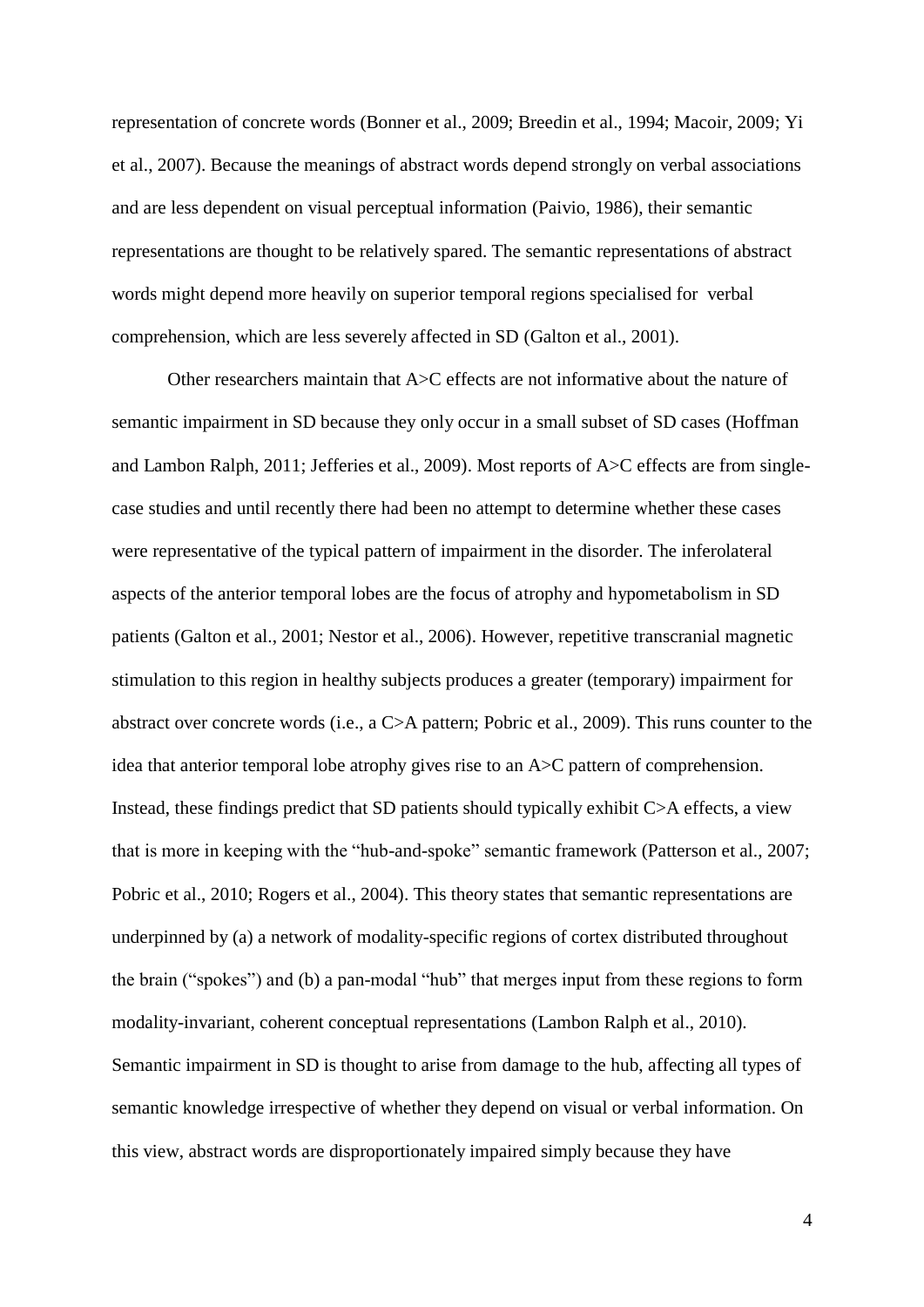representation of concrete words (Bonner et al., 2009; Breedin et al., 1994; Macoir, 2009; Yi et al., 2007). Because the meanings of abstract words depend strongly on verbal associations and are less dependent on visual perceptual information (Paivio, 1986), their semantic representations are thought to be relatively spared. The semantic representations of abstract words might depend more heavily on superior temporal regions specialised for verbal comprehension, which are less severely affected in SD (Galton et al., 2001).

Other researchers maintain that A>C effects are not informative about the nature of semantic impairment in SD because they only occur in a small subset of SD cases (Hoffman and Lambon Ralph, 2011; Jefferies et al., 2009). Most reports of A>C effects are from single-case studies and until recently there had been no attempt to determine whether these cases were representative of the typical pattern of impairment in the disorder. The inferolateral aspects of the anterior temporal lobes are the focus of atrophy and hypometabolism in SD patients (Galton et al., 2001; Nestor et al., 2006). However, repetitive transcranial magnetic stimulation to this region in healthy subjects produces a greater (temporary) impairment for abstract over concrete words (i.e., a C>A pattern; Pobric et al., 2009). This runs counter to the idea that anterior temporal lobe atrophy gives rise to an A>C pattern of comprehension. Instead, these findings predict that SD patients should typically exhibit C>A effects, a view that is more in keeping with the "hub-and-spoke" semantic framework (Patterson et al., 2007; Pobric et al., 2010; Rogers et al., 2004). This theory states that semantic representations are underpinned by (a) a network of modality-specific regions of cortex distributed throughout the brain ("spokes") and (b) a pan-modal "hub" that merges input from these regions to form modality-invariant, coherent conceptual representations (Lambon Ralph et al., 2010). Semantic impairment in SD is thought to arise from damage to the hub, affecting all types of semantic knowledge irrespective of whether they depend on visual or verbal information. On this view, abstract words are disproportionately impaired simply because they have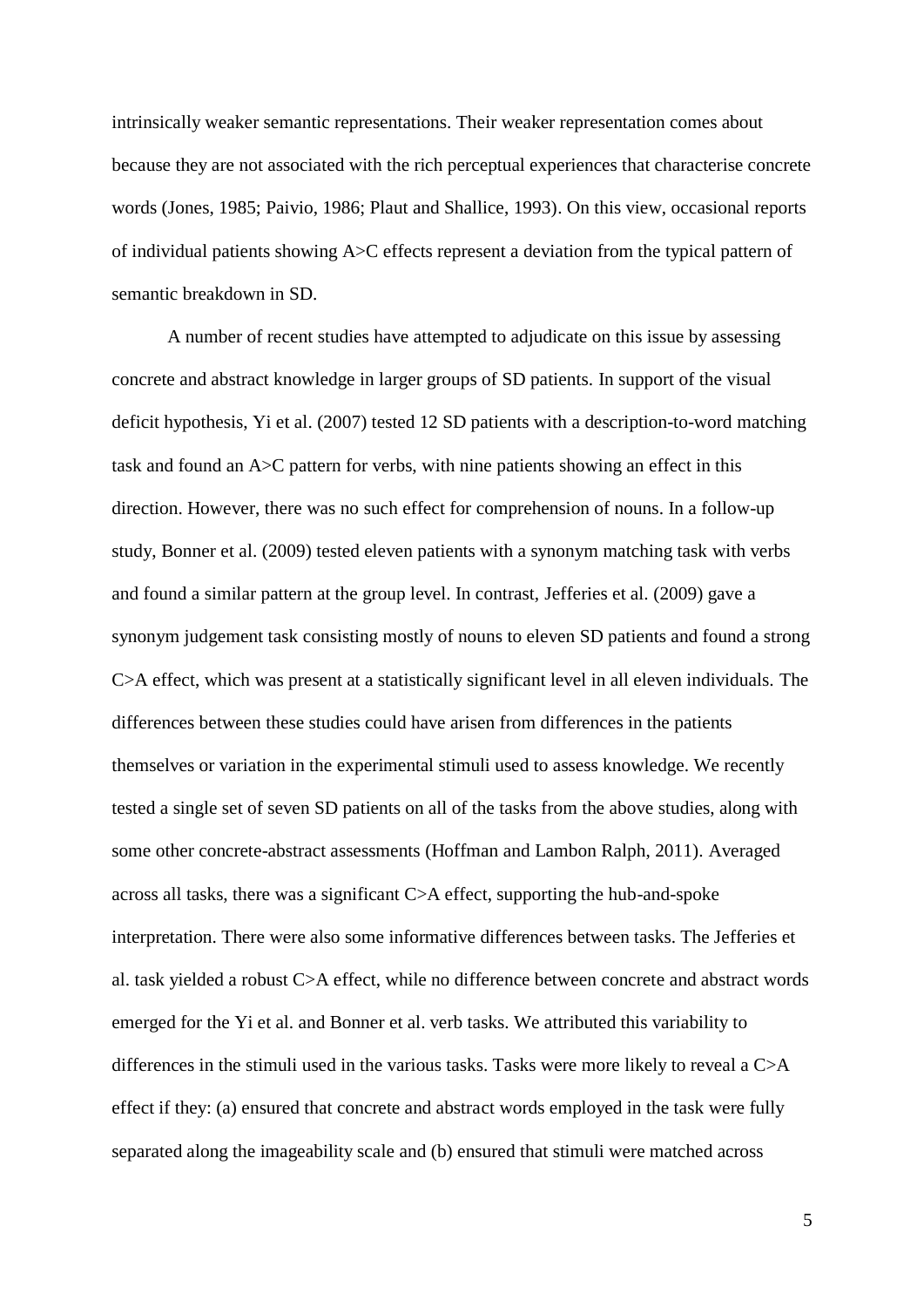intrinsically weaker semantic representations. Their weaker representation comes about because they are not associated with the rich perceptual experiences that characterise concrete words (Jones, 1985; Paivio, 1986; Plaut and Shallice, 1993). On this view, occasional reports of individual patients showing A>C effects represent a deviation from the typical pattern of semantic breakdown in SD.

A number of recent studies have attempted to adjudicate on this issue by assessing concrete and abstract knowledge in larger groups of SD patients. In support of the visual deficit hypothesis, Yi et al. (2007) tested 12 SD patients with a description-to-word matching task and found an A>C pattern for verbs, with nine patients showing an effect in this direction. However, there was no such effect for comprehension of nouns. In a follow-up study, Bonner et al. (2009) tested eleven patients with a synonym matching task with verbs and found a similar pattern at the group level. In contrast, Jefferies et al. (2009) gave a synonym judgement task consisting mostly of nouns to eleven SD patients and found a strong C>A effect, which was present at a statistically significant level in all eleven individuals. The differences between these studies could have arisen from differences in the patients themselves or variation in the experimental stimuli used to assess knowledge. We recently tested a single set of seven SD patients on all of the tasks from the above studies, along with some other concrete-abstract assessments (Hoffman and Lambon Ralph, 2011). Averaged across all tasks, there was a significant C>A effect, supporting the hub-and-spoke interpretation. There were also some informative differences between tasks. The Jefferies et al. task yielded a robust C>A effect, while no difference between concrete and abstract words emerged for the Yi et al. and Bonner et al. verb tasks. We attributed this variability to differences in the stimuli used in the various tasks. Tasks were more likely to reveal a C>A effect if they: (a) ensured that concrete and abstract words employed in the task were fully separated along the imageability scale and (b) ensured that stimuli were matched across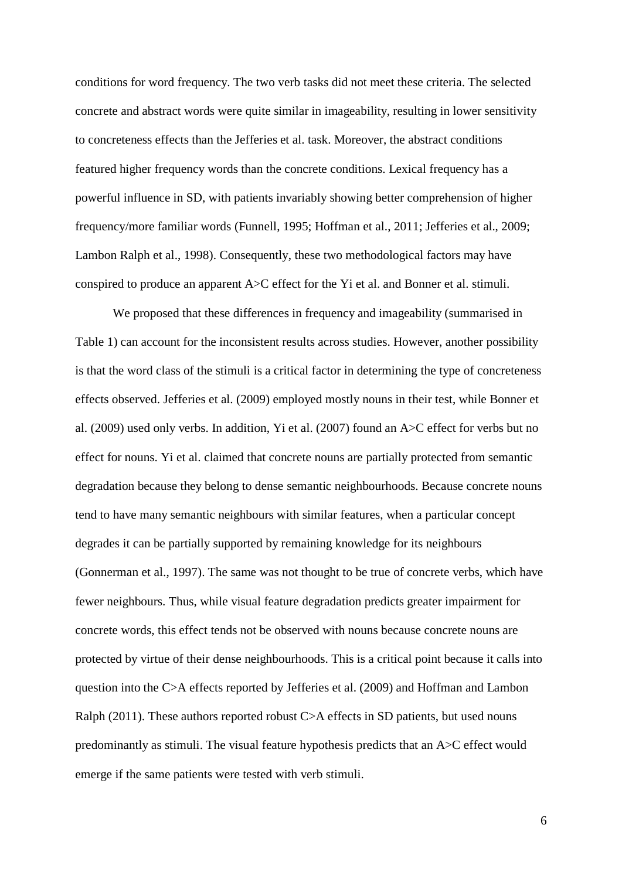conditions for word frequency. The two verb tasks did not meet these criteria. The selected concrete and abstract words were quite similar in imageability, resulting in lower sensitivity to concreteness effects than the Jefferies et al. task. Moreover, the abstract conditions featured higher frequency words than the concrete conditions. Lexical frequency has a powerful influence in SD, with patients invariably showing better comprehension of higher frequency/more familiar words (Funnell, 1995; Hoffman et al., 2011; Jefferies et al., 2009; Lambon Ralph et al., 1998). Consequently, these two methodological factors may have conspired to produce an apparent A>C effect for the Yi et al. and Bonner et al. stimuli.

We proposed that these differences in frequency and imageability (summarised in Table 1) can account for the inconsistent results across studies. However, another possibility is that the word class of the stimuli is a critical factor in determining the type of concreteness effects observed. Jefferies et al. (2009) employed mostly nouns in their test, while Bonner et al. (2009) used only verbs. In addition, Yi et al. (2007) found an A>C effect for verbs but no effect for nouns. Yi et al. claimed that concrete nouns are partially protected from semantic degradation because they belong to dense semantic neighbourhoods. Because concrete nouns tend to have many semantic neighbours with similar features, when a particular concept degrades it can be partially supported by remaining knowledge for its neighbours (Gonnerman et al., 1997). The same was not thought to be true of concrete verbs, which have fewer neighbours. Thus, while visual feature degradation predicts greater impairment for concrete words, this effect tends not be observed with nouns because concrete nouns are protected by virtue of their dense neighbourhoods. This is a critical point because it calls into question into the C>A effects reported by Jefferies et al. (2009) and Hoffman and Lambon Ralph (2011). These authors reported robust C>A effects in SD patients, but used nouns predominantly as stimuli. The visual feature hypothesis predicts that an A>C effect would emerge if the same patients were tested with verb stimuli.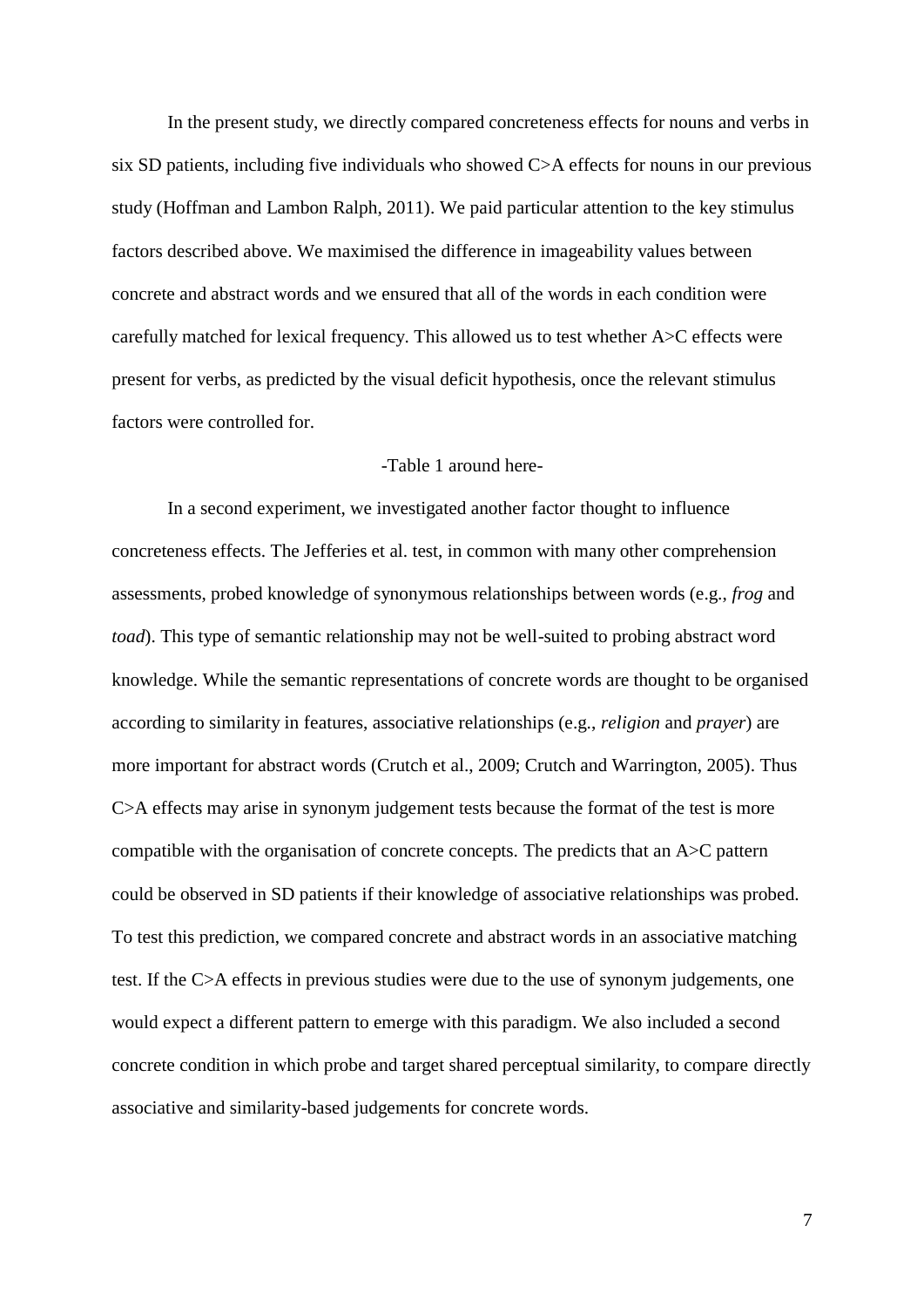In the present study, we directly compared concreteness effects for nouns and verbs in six SD patients, including five individuals who showed C>A effects for nouns in our previous study (Hoffman and Lambon Ralph, 2011). We paid particular attention to the key stimulus factors described above. We maximised the difference in imageability values between concrete and abstract words and we ensured that all of the words in each condition were carefully matched for lexical frequency. This allowed us to test whether A>C effects were present for verbs, as predicted by the visual deficit hypothesis, once the relevant stimulus factors were controlled for.

-Table 1 around here-

In a second experiment, we investigated another factor thought to influence concreteness effects. The Jefferies et al. test, in common with many other comprehension assessments, probed knowledge of synonymous relationships between words (e.g., *frog* and *toad*). This type of semantic relationship may not be well-suited to probing abstract word knowledge. While the semantic representations of concrete words are thought to be organised according to similarity in features, associative relationships (e.g., *religion* and *prayer*) are more important for abstract words (Crutch et al., 2009; Crutch and Warrington, 2005). Thus C>A effects may arise in synonym judgement tests because the format of the test is more compatible with the organisation of concrete concepts. The predicts that an A>C pattern could be observed in SD patients if their knowledge of associative relationships was probed. To test this prediction, we compared concrete and abstract words in an associative matching test. If the C>A effects in previous studies were due to the use of synonym judgements, one would expect a different pattern to emerge with this paradigm. We also included a second concrete condition in which probe and target shared perceptual similarity, to compare directly associative and similarity-based judgements for concrete words.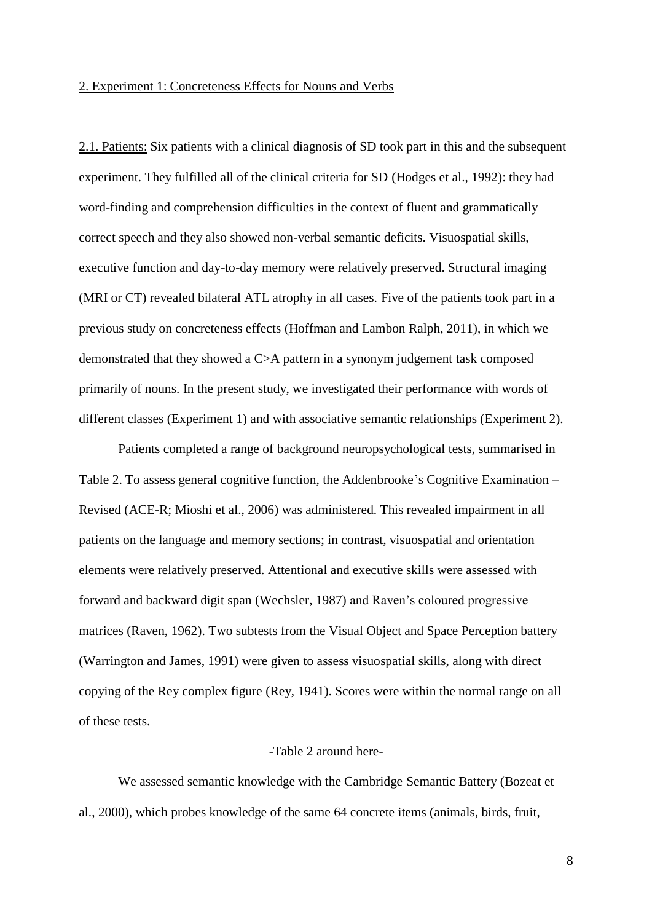## 2. Experiment 1: Concreteness Effects for Nouns and Verbs

2.1. Patients: Six patients with a clinical diagnosis of SD took part in this and the subsequent experiment. They fulfilled all of the clinical criteria for SD (Hodges et al., 1992): they had word-finding and comprehension difficulties in the context of fluent and grammatically correct speech and they also showed non-verbal semantic deficits. Visuospatial skills, executive function and day-to-day memory were relatively preserved. Structural imaging (MRI or CT) revealed bilateral ATL atrophy in all cases. Five of the patients took part in a previous study on concreteness effects (Hoffman and Lambon Ralph, 2011), in which we demonstrated that they showed a C>A pattern in a synonym judgement task composed primarily of nouns. In the present study, we investigated their performance with words of different classes (Experiment 1) and with associative semantic relationships (Experiment 2).

Patients completed a range of background neuropsychological tests, summarised in Table 2. To assess general cognitive function, the Addenbrooke's Cognitive Examination – Revised (ACE-R; Mioshi et al., 2006) was administered. This revealed impairment in all patients on the language and memory sections; in contrast, visuospatial and orientation elements were relatively preserved. Attentional and executive skills were assessed with forward and backward digit span (Wechsler, 1987) and Raven's coloured progressive matrices (Raven, 1962). Two subtests from the Visual Object and Space Perception battery (Warrington and James, 1991) were given to assess visuospatial skills, along with direct copying of the Rey complex figure (Rey, 1941). Scores were within the normal range on all of these tests.

-Table 2 around here-

We assessed semantic knowledge with the Cambridge Semantic Battery (Bozeat et al., 2000), which probes knowledge of the same 64 concrete items (animals, birds, fruit,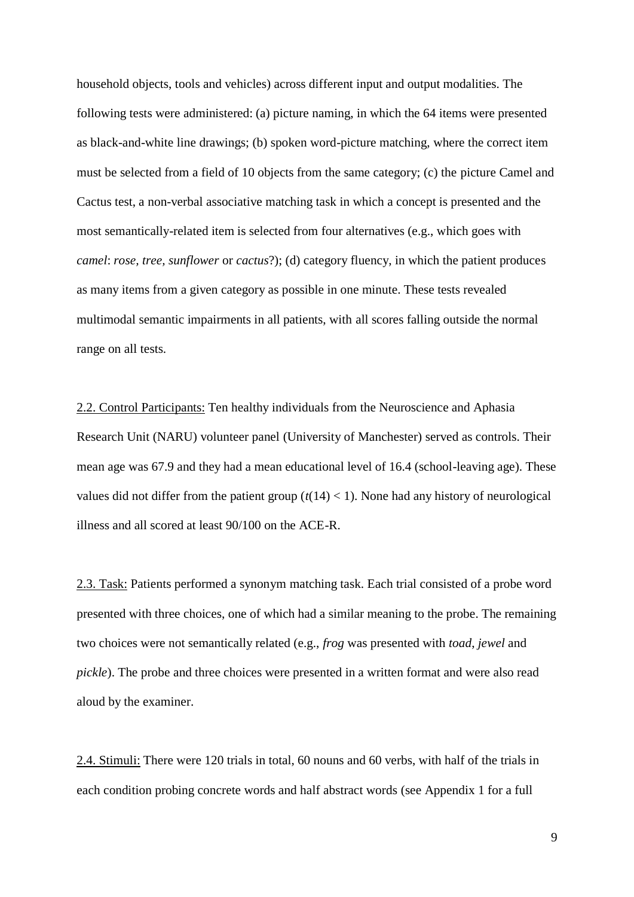household objects, tools and vehicles) across different input and output modalities. The following tests were administered: (a) picture naming, in which the 64 items were presented as black-and-white line drawings; (b) spoken word-picture matching, where the correct item must be selected from a field of 10 objects from the same category; (c) the picture Camel and Cactus test, a non-verbal associative matching task in which a concept is presented and the most semantically-related item is selected from four alternatives (e.g., which goes with *camel*: *rose, tree, sunflower* or *cactus*?); (d) category fluency, in which the patient produces as many items from a given category as possible in one minute. These tests revealed multimodal semantic impairments in all patients, with all scores falling outside the normal range on all tests.

2.2. Control Participants: Ten healthy individuals from the Neuroscience and Aphasia Research Unit (NARU) volunteer panel (University of Manchester) served as controls. Their mean age was 67.9 and they had a mean educational level of 16.4 (school-leaving age). These values did not differ from the patient group ($t(14) < 1$). None had any history of neurological illness and all scored at least 90/100 on the ACE-R.

2.3. Task: Patients performed a synonym matching task. Each trial consisted of a probe word presented with three choices, one of which had a similar meaning to the probe. The remaining two choices were not semantically related (e.g., *frog* was presented with *toad*, *jewel* and *pickle*). The probe and three choices were presented in a written format and were also read aloud by the examiner.

2.4. Stimuli: There were 120 trials in total, 60 nouns and 60 verbs, with half of the trials in each condition probing concrete words and half abstract words (see Appendix 1 for a full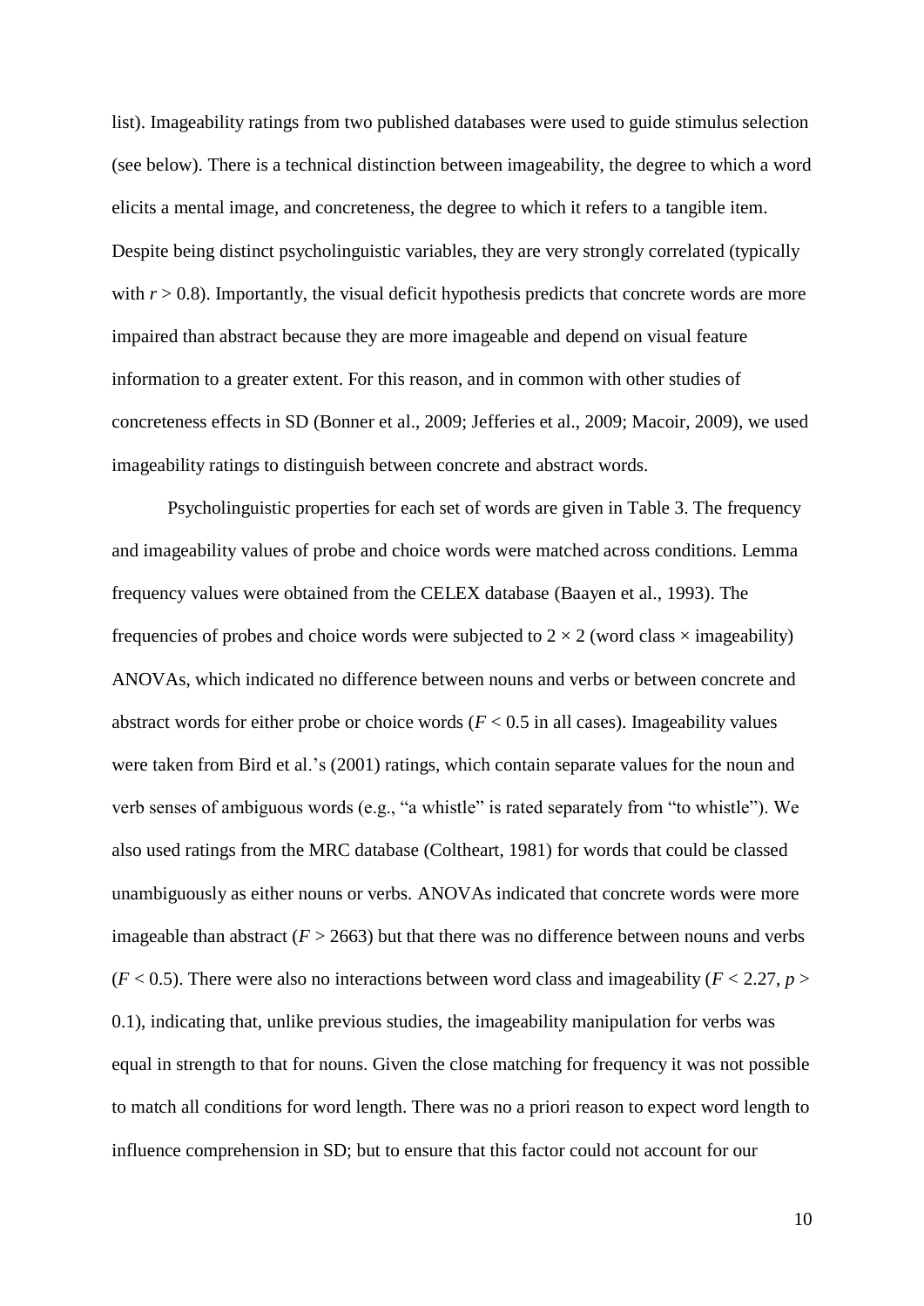list). Imageability ratings from two published databases were used to guide stimulus selection (see below). There is a technical distinction between imageability, the degree to which a word elicits a mental image, and concreteness, the degree to which it refers to a tangible item. Despite being distinct psycholinguistic variables, they are very strongly correlated (typically with $r > 0.8$). Importantly, the visual deficit hypothesis predicts that concrete words are more impaired than abstract because they are more imageable and depend on visual feature information to a greater extent. For this reason, and in common with other studies of concreteness effects in SD (Bonner et al., 2009; Jefferies et al., 2009; Macoir, 2009), we used imageability ratings to distinguish between concrete and abstract words.

Psycholinguistic properties for each set of words are given in Table 3. The frequency and imageability values of probe and choice words were matched across conditions. Lemma frequency values were obtained from the CELEX database (Baayen et al., 1993). The frequencies of probes and choice words were subjected to $2 \times 2$ (word class $\times$ imageability) ANOVAs, which indicated no difference between nouns and verbs or between concrete and abstract words for either probe or choice words ($F < 0.5$ in all cases). Imageability values were taken from Bird et al.'s (2001) ratings, which contain separate values for the noun and verb senses of ambiguous words (e.g., "a whistle" is rated separately from "to whistle"). We also used ratings from the MRC database (Coltheart, 1981) for words that could be classed unambiguously as either nouns or verbs. ANOVAs indicated that concrete words were more imageable than abstract ($F > 2663$) but that there was no difference between nouns and verbs ($F < 0.5$). There were also no interactions between word class and imageability ($F < 2.27$, $p > 0.1$), indicating that, unlike previous studies, the imageability manipulation for verbs was equal in strength to that for nouns. Given the close matching for frequency it was not possible to match all conditions for word length. There was no a priori reason to expect word length to influence comprehension in SD; but to ensure that this factor could not account for our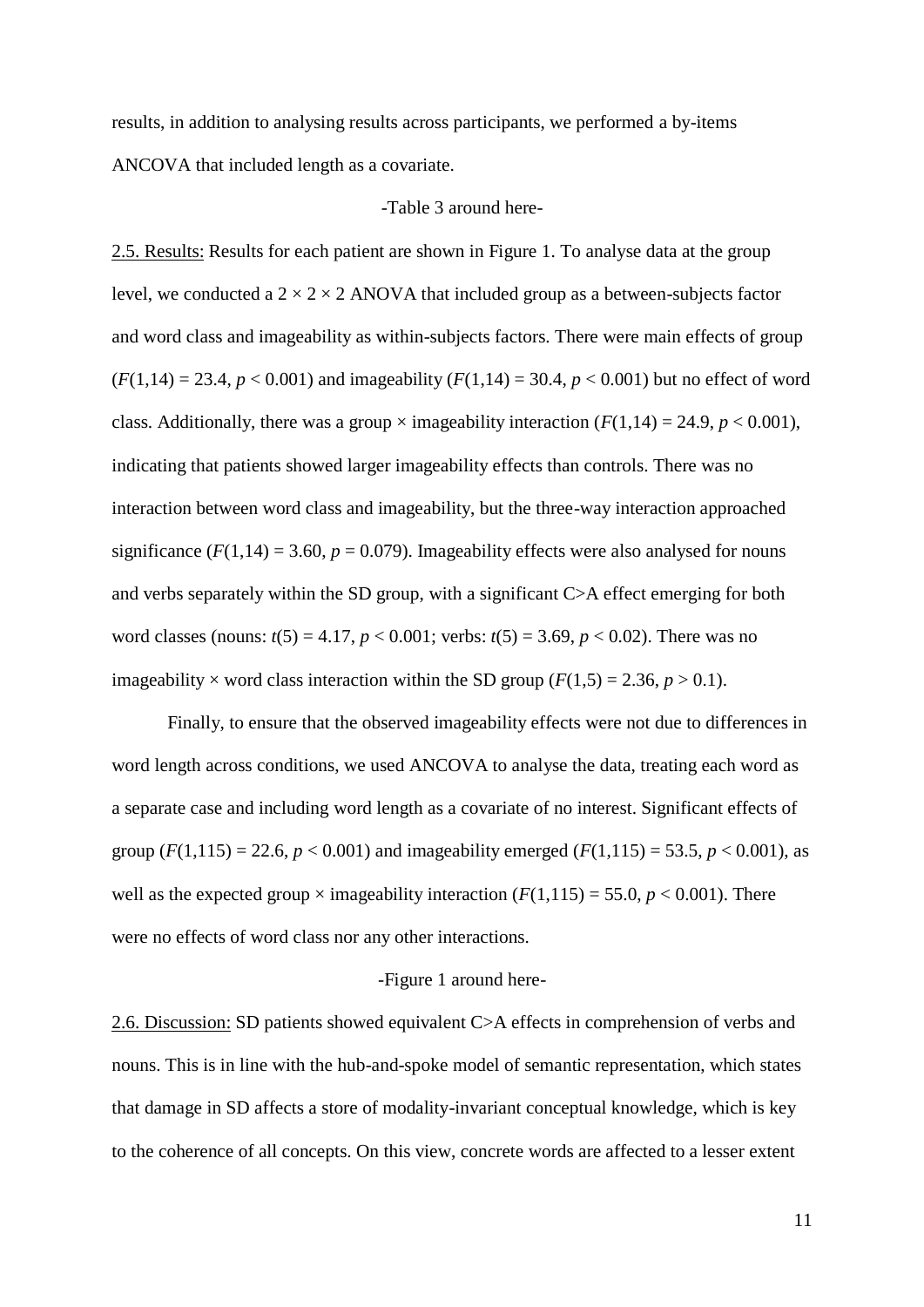results, in addition to analysing results across participants, we performed a by-items ANCOVA that included length as a covariate.

-Table 3 around here-

<u>2.5. Results:</u> Results for each patient are shown in Figure 1. To analyse data at the group level, we conducted a $2 \times 2 \times 2$ ANOVA that included group as a between-subjects factor and word class and imageability as within-subjects factors. There were main effects of group ($F(1,14) = 23.4$, $p < 0.001$) and imageability ($F(1,14) = 30.4$, $p < 0.001$) but no effect of word class. Additionally, there was a group $\times$ imageability interaction ($F(1,14) = 24.9$, $p < 0.001$), indicating that patients showed larger imageability effects than controls. There was no interaction between word class and imageability, but the three-way interaction approached significance ($F(1,14) = 3.60$, $p = 0.079$). Imageability effects were also analysed for nouns and verbs separately within the SD group, with a significant C>A effect emerging for both word classes (nouns: $t(5) = 4.17$, $p < 0.001$; verbs: $t(5) = 3.69$, $p < 0.02$). There was no imageability $\times$ word class interaction within the SD group ($F(1,5) = 2.36$, $p > 0.1$).

Finally, to ensure that the observed imageability effects were not due to differences in word length across conditions, we used ANCOVA to analyse the data, treating each word as a separate case and including word length as a covariate of no interest. Significant effects of group ($F(1,115) = 22.6$, $p < 0.001$) and imageability emerged ($F(1,115) = 53.5$, $p < 0.001$), as well as the expected group $\times$ imageability interaction ($F(1,115) = 55.0$, $p < 0.001$). There were no effects of word class nor any other interactions.

-Figure 1 around here-

<u>2.6. Discussion:</u> SD patients showed equivalent C>A effects in comprehension of verbs and nouns. This is in line with the hub-and-spoke model of semantic representation, which states that damage in SD affects a store of modality-invariant conceptual knowledge, which is key to the coherence of all concepts. On this view, concrete words are affected to a lesser extent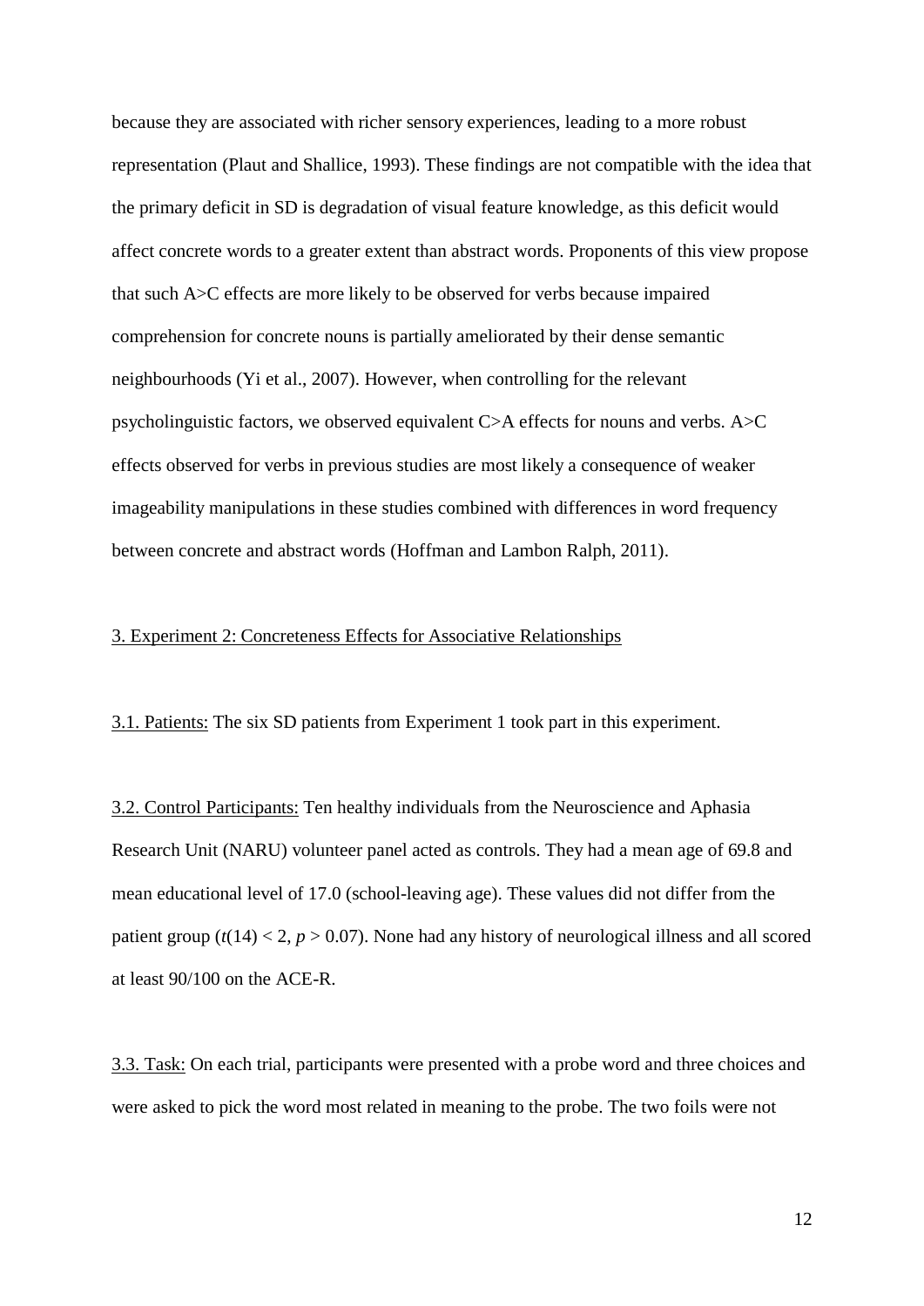because they are associated with richer sensory experiences, leading to a more robust representation (Plaut and Shallice, 1993). These findings are not compatible with the idea that the primary deficit in SD is degradation of visual feature knowledge, as this deficit would affect concrete words to a greater extent than abstract words. Proponents of this view propose that such A>C effects are more likely to be observed for verbs because impaired comprehension for concrete nouns is partially ameliorated by their dense semantic neighbourhoods (Yi et al., 2007). However, when controlling for the relevant psycholinguistic factors, we observed equivalent C>A effects for nouns and verbs. A>C effects observed for verbs in previous studies are most likely a consequence of weaker imageability manipulations in these studies combined with differences in word frequency between concrete and abstract words (Hoffman and Lambon Ralph, 2011).

## 3. Experiment 2: Concreteness Effects for Associative Relationships

3.1. Patients: The six SD patients from Experiment 1 took part in this experiment.

3.2. Control Participants: Ten healthy individuals from the Neuroscience and Aphasia Research Unit (NARU) volunteer panel acted as controls. They had a mean age of 69.8 and mean educational level of 17.0 (school-leaving age). These values did not differ from the patient group ($t(14) < 2$, $p > 0.07$). None had any history of neurological illness and all scored at least 90/100 on the ACE-R.

3.3. Task: On each trial, participants were presented with a probe word and three choices and were asked to pick the word most related in meaning to the probe. The two foils were not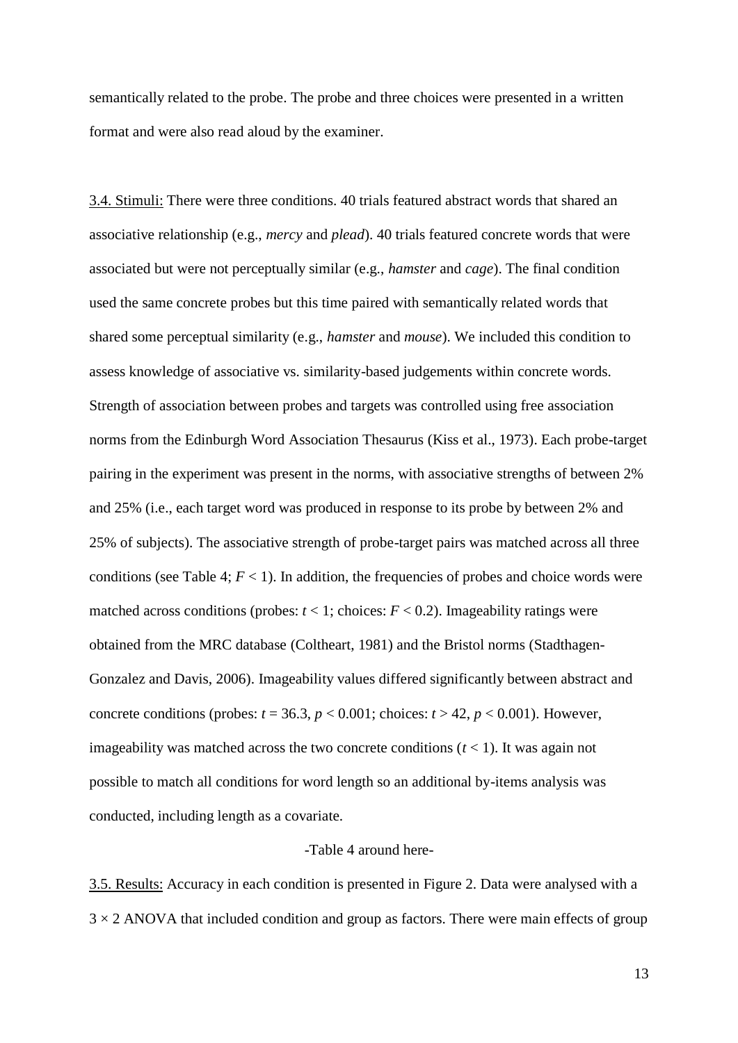semantically related to the probe. The probe and three choices were presented in a written format and were also read aloud by the examiner.

<u>3.4. Stimuli:</u> There were three conditions. 40 trials featured abstract words that shared an associative relationship (e.g., *mercy* and *plead*). 40 trials featured concrete words that were associated but were not perceptually similar (e.g., *hamster* and *cage*). The final condition used the same concrete probes but this time paired with semantically related words that shared some perceptual similarity (e.g., *hamster* and *mouse*). We included this condition to assess knowledge of associative vs. similarity-based judgements within concrete words. Strength of association between probes and targets was controlled using free association norms from the Edinburgh Word Association Thesaurus (Kiss et al., 1973). Each probe-target pairing in the experiment was present in the norms, with associative strengths of between 2% and 25% (i.e., each target word was produced in response to its probe by between 2% and 25% of subjects). The associative strength of probe-target pairs was matched across all three conditions (see Table 4; $F < 1$). In addition, the frequencies of probes and choice words were matched across conditions (probes: $t < 1$; choices: $F < 0.2$). Imageability ratings were obtained from the MRC database (Coltheart, 1981) and the Bristol norms (Stadthagen-Gonzalez and Davis, 2006). Imageability values differed significantly between abstract and concrete conditions (probes: $t = 36.3$, $p < 0.001$; choices: $t > 42$, $p < 0.001$). However, imageability was matched across the two concrete conditions ($t < 1$). It was again not possible to match all conditions for word length so an additional by-items analysis was conducted, including length as a covariate.

-Table 4 around here-

<u>3.5. Results:</u> Accuracy in each condition is presented in Figure 2. Data were analysed with a $3 \times 2$ ANOVA that included condition and group as factors. There were main effects of group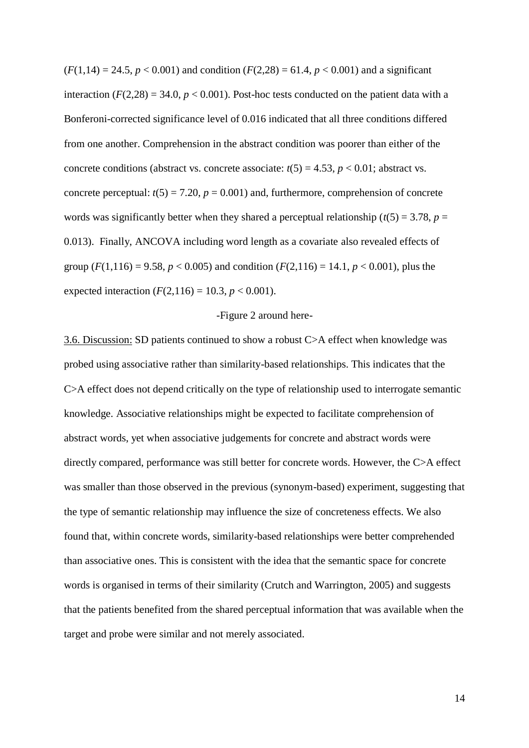($F(1,14) = 24.5$, $p < 0.001$) and condition ($F(2,28) = 61.4$, $p < 0.001$) and a significant interaction ($F(2,28) = 34.0$, $p < 0.001$). Post-hoc tests conducted on the patient data with a Bonferoni-corrected significance level of 0.016 indicated that all three conditions differed from one another. Comprehension in the abstract condition was poorer than either of the concrete conditions (abstract vs. concrete associate: $t(5) = 4.53$, $p < 0.01$; abstract vs. concrete perceptual: $t(5) = 7.20$, $p = 0.001$) and, furthermore, comprehension of concrete words was significantly better when they shared a perceptual relationship ($t(5) = 3.78$, $p = 0.013$). Finally, ANCOVA including word length as a covariate also revealed effects of group ($F(1,116) = 9.58$, $p < 0.005$) and condition ($F(2,116) = 14.1$, $p < 0.001$), plus the expected interaction ($F(2,116) = 10.3$, $p < 0.001$).

-Figure 2 around here-

3.6. Discussion: SD patients continued to show a robust C>A effect when knowledge was probed using associative rather than similarity-based relationships. This indicates that the C>A effect does not depend critically on the type of relationship used to interrogate semantic knowledge. Associative relationships might be expected to facilitate comprehension of abstract words, yet when associative judgements for concrete and abstract words were directly compared, performance was still better for concrete words. However, the C>A effect was smaller than those observed in the previous (synonym-based) experiment, suggesting that the type of semantic relationship may influence the size of concreteness effects. We also found that, within concrete words, similarity-based relationships were better comprehended than associative ones. This is consistent with the idea that the semantic space for concrete words is organised in terms of their similarity (Crutch and Warrington, 2005) and suggests that the patients benefited from the shared perceptual information that was available when the target and probe were similar and not merely associated.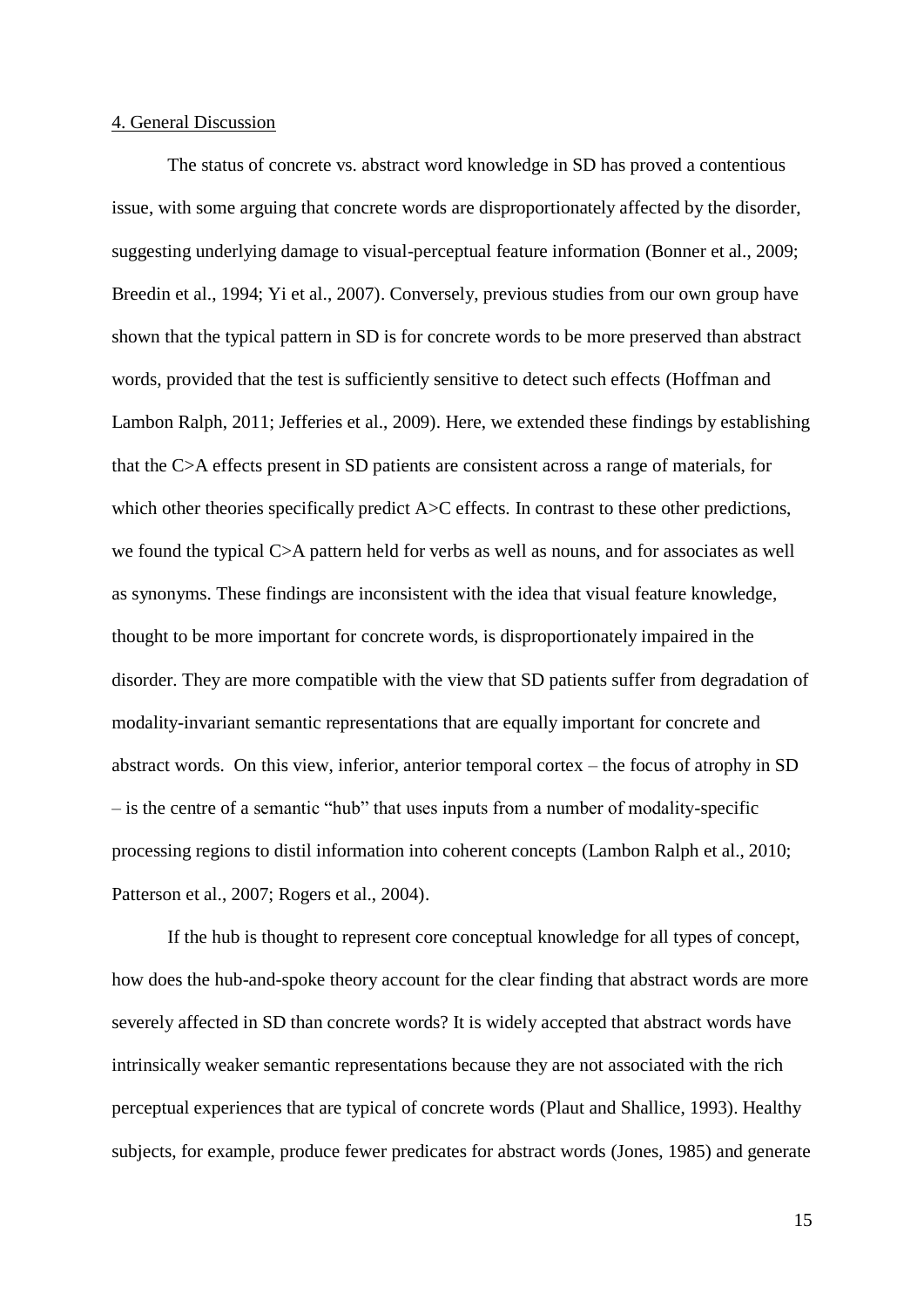## 4. General Discussion

The status of concrete vs. abstract word knowledge in SD has proved a contentious issue, with some arguing that concrete words are disproportionately affected by the disorder, suggesting underlying damage to visual-perceptual feature information (Bonner et al., 2009; Breedin et al., 1994; Yi et al., 2007). Conversely, previous studies from our own group have shown that the typical pattern in SD is for concrete words to be more preserved than abstract words, provided that the test is sufficiently sensitive to detect such effects (Hoffman and Lambon Ralph, 2011; Jefferies et al., 2009). Here, we extended these findings by establishing that the C>A effects present in SD patients are consistent across a range of materials, for which other theories specifically predict A>C effects. In contrast to these other predictions, we found the typical C>A pattern held for verbs as well as nouns, and for associates as well as synonyms. These findings are inconsistent with the idea that visual feature knowledge, thought to be more important for concrete words, is disproportionately impaired in the disorder. They are more compatible with the view that SD patients suffer from degradation of modality-invariant semantic representations that are equally important for concrete and abstract words. On this view, inferior, anterior temporal cortex – the focus of atrophy in SD – is the centre of a semantic "hub" that uses inputs from a number of modality-specific processing regions to distil information into coherent concepts (Lambon Ralph et al., 2010; Patterson et al., 2007; Rogers et al., 2004).

If the hub is thought to represent core conceptual knowledge for all types of concept, how does the hub-and-spoke theory account for the clear finding that abstract words are more severely affected in SD than concrete words? It is widely accepted that abstract words have intrinsically weaker semantic representations because they are not associated with the rich perceptual experiences that are typical of concrete words (Plaut and Shallice, 1993). Healthy subjects, for example, produce fewer predicates for abstract words (Jones, 1985) and generate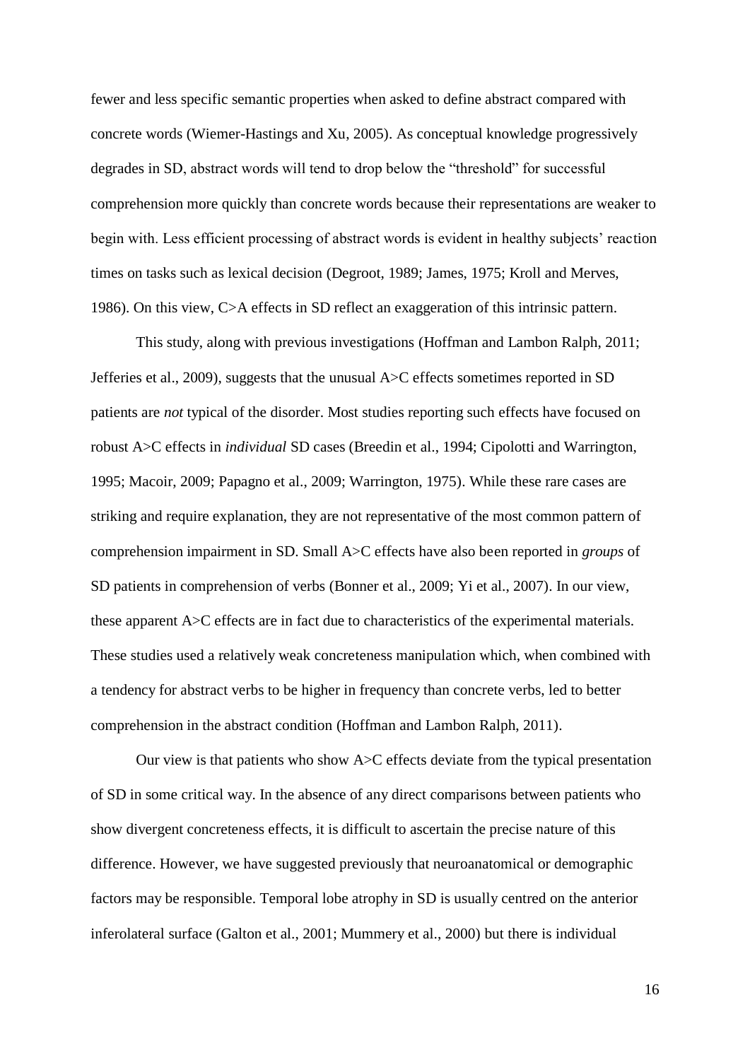fewer and less specific semantic properties when asked to define abstract compared with concrete words (Wiemer-Hastings and Xu, 2005). As conceptual knowledge progressively degrades in SD, abstract words will tend to drop below the “threshold” for successful comprehension more quickly than concrete words because their representations are weaker to begin with. Less efficient processing of abstract words is evident in healthy subjects’ reaction times on tasks such as lexical decision (Degroot, 1989; James, 1975; Kroll and Merves, 1986). On this view, C>A effects in SD reflect an exaggeration of this intrinsic pattern.

This study, along with previous investigations (Hoffman and Lambon Ralph, 2011; Jefferies et al., 2009), suggests that the unusual A>C effects sometimes reported in SD patients are *not* typical of the disorder. Most studies reporting such effects have focused on robust A>C effects in *individual* SD cases (Breedin et al., 1994; Cipolotti and Warrington, 1995; Macoir, 2009; Papagno et al., 2009; Warrington, 1975). While these rare cases are striking and require explanation, they are not representative of the most common pattern of comprehension impairment in SD. Small A>C effects have also been reported in *groups* of SD patients in comprehension of verbs (Bonner et al., 2009; Yi et al., 2007). In our view, these apparent A>C effects are in fact due to characteristics of the experimental materials. These studies used a relatively weak concreteness manipulation which, when combined with a tendency for abstract verbs to be higher in frequency than concrete verbs, led to better comprehension in the abstract condition (Hoffman and Lambon Ralph, 2011).

Our view is that patients who show A>C effects deviate from the typical presentation of SD in some critical way. In the absence of any direct comparisons between patients who show divergent concreteness effects, it is difficult to ascertain the precise nature of this difference. However, we have suggested previously that neuroanatomical or demographic factors may be responsible. Temporal lobe atrophy in SD is usually centred on the anterior inferolateral surface (Galton et al., 2001; Mummery et al., 2000) but there is individual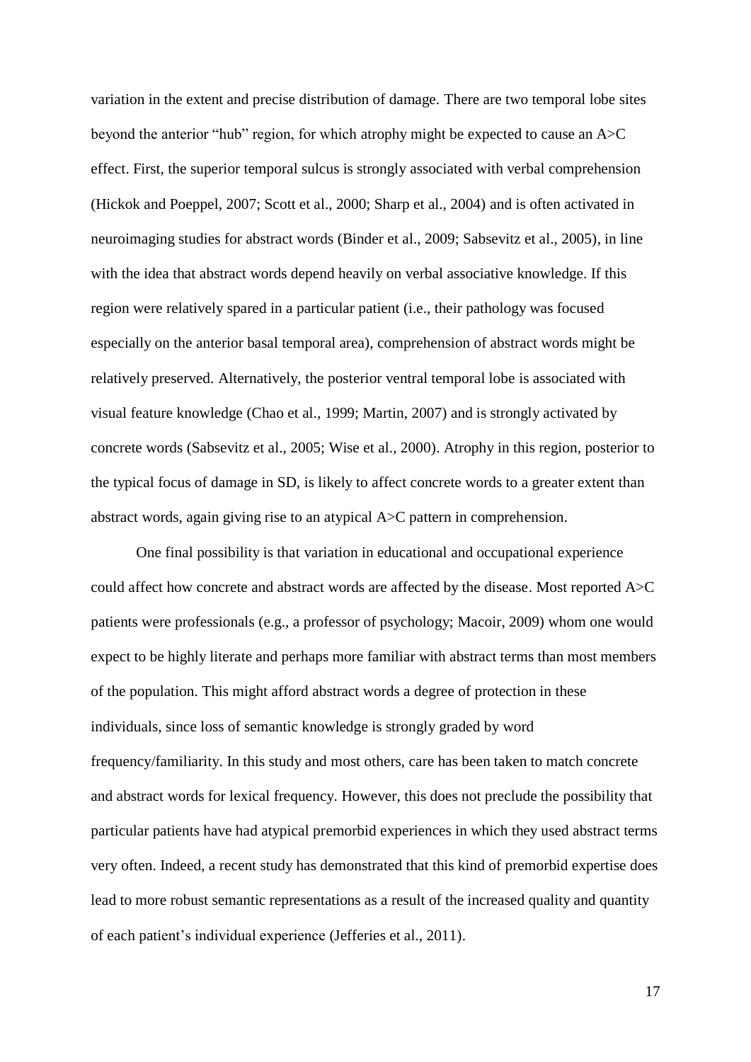variation in the extent and precise distribution of damage. There are two temporal lobe sites beyond the anterior "hub" region, for which atrophy might be expected to cause an A>C effect. First, the superior temporal sulcus is strongly associated with verbal comprehension (Hickok and Poeppel, 2007; Scott et al., 2000; Sharp et al., 2004) and is often activated in neuroimaging studies for abstract words (Binder et al., 2009; Sabsevitz et al., 2005), in line with the idea that abstract words depend heavily on verbal associative knowledge. If this region were relatively spared in a particular patient (i.e., their pathology was focused especially on the anterior basal temporal area), comprehension of abstract words might be relatively preserved. Alternatively, the posterior ventral temporal lobe is associated with visual feature knowledge (Chao et al., 1999; Martin, 2007) and is strongly activated by concrete words (Sabsevitz et al., 2005; Wise et al., 2000). Atrophy in this region, posterior to the typical focus of damage in SD, is likely to affect concrete words to a greater extent than abstract words, again giving rise to an atypical A>C pattern in comprehension.

One final possibility is that variation in educational and occupational experience could affect how concrete and abstract words are affected by the disease. Most reported A>C patients were professionals (e.g., a professor of psychology; Macoir, 2009) whom one would expect to be highly literate and perhaps more familiar with abstract terms than most members of the population. This might afford abstract words a degree of protection in these individuals, since loss of semantic knowledge is strongly graded by word frequency/familiarity. In this study and most others, care has been taken to match concrete and abstract words for lexical frequency. However, this does not preclude the possibility that particular patients have had atypical premorbid experiences in which they used abstract terms very often. Indeed, a recent study has demonstrated that this kind of premorbid expertise does lead to more robust semantic representations as a result of the increased quality and quantity of each patient's individual experience (Jefferies et al., 2011).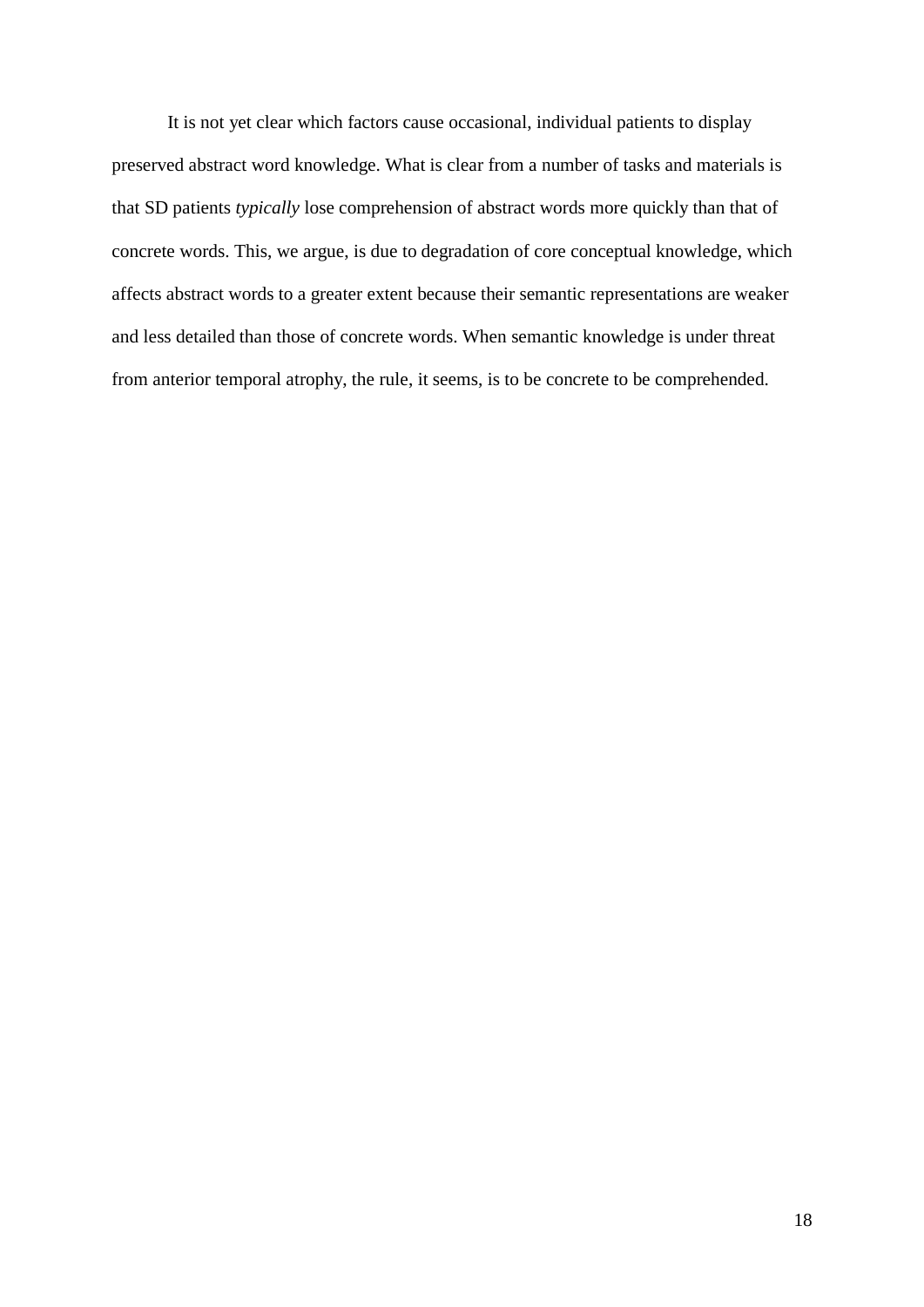It is not yet clear which factors cause occasional, individual patients to display preserved abstract word knowledge. What is clear from a number of tasks and materials is that SD patients *typically* lose comprehension of abstract words more quickly than that of concrete words. This, we argue, is due to degradation of core conceptual knowledge, which affects abstract words to a greater extent because their semantic representations are weaker and less detailed than those of concrete words. When semantic knowledge is under threat from anterior temporal atrophy, the rule, it seems, is to be concrete to be comprehended.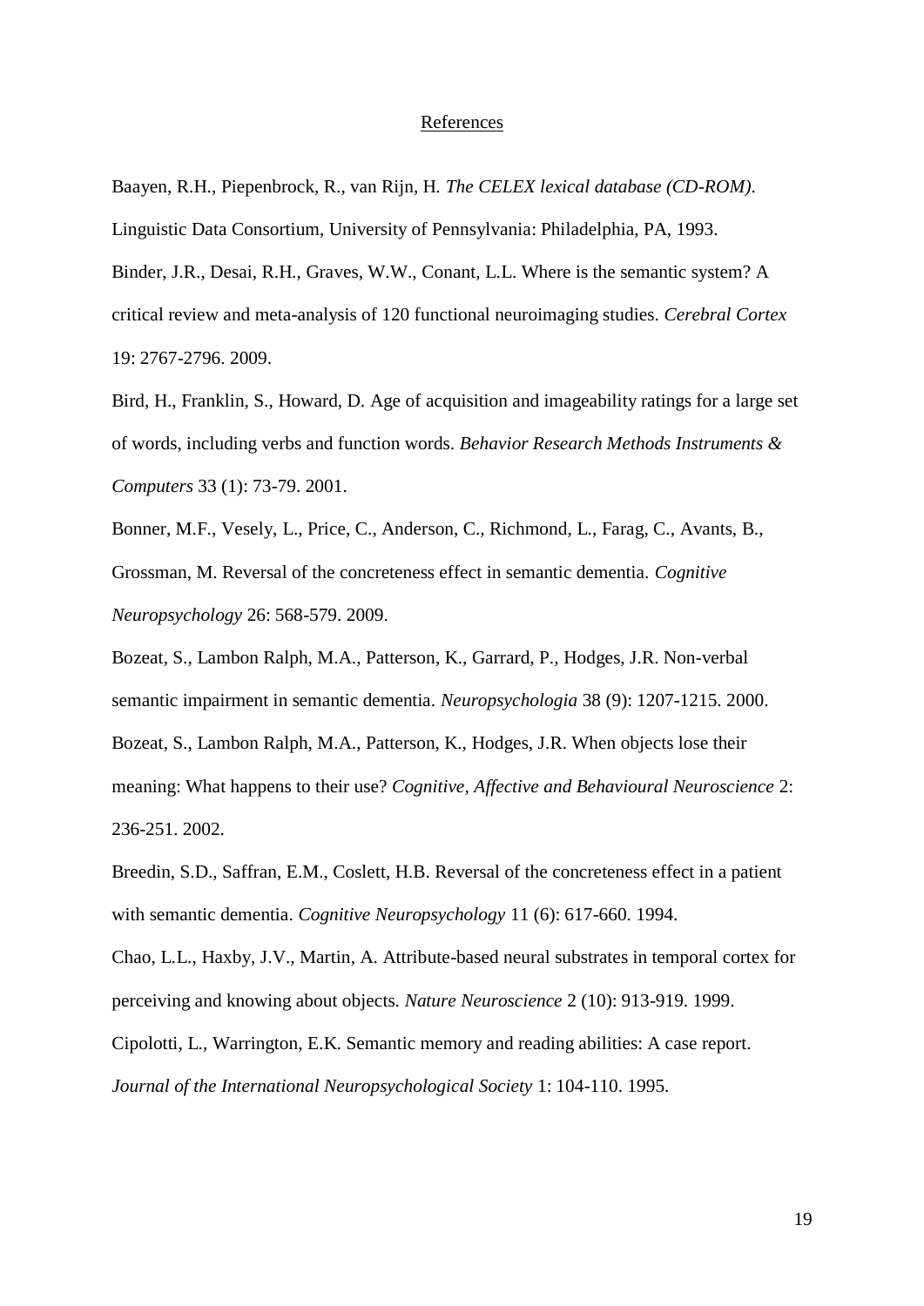## References

Baayen, R.H., Piepenbrock, R., van Rijn, H. *The CELEX lexical database (CD-ROM)*. Linguistic Data Consortium, University of Pennsylvania: Philadelphia, PA, 1993.

Binder, J.R., Desai, R.H., Graves, W.W., Conant, L.L. Where is the semantic system? A critical review and meta-analysis of 120 functional neuroimaging studies. *Cerebral Cortex* 19: 2767-2796. 2009.

Bird, H., Franklin, S., Howard, D. Age of acquisition and imageability ratings for a large set of words, including verbs and function words. *Behavior Research Methods Instruments & Computers* 33 (1): 73-79. 2001.

Bonner, M.F., Vesely, L., Price, C., Anderson, C., Richmond, L., Farag, C., Avants, B., Grossman, M. Reversal of the concreteness effect in semantic dementia. *Cognitive Neuropsychology* 26: 568-579. 2009.

Bozeat, S., Lambon Ralph, M.A., Patterson, K., Garrard, P., Hodges, J.R. Non-verbal semantic impairment in semantic dementia. *Neuropsychologia* 38 (9): 1207-1215. 2000.

Bozeat, S., Lambon Ralph, M.A., Patterson, K., Hodges, J.R. When objects lose their meaning: What happens to their use? *Cognitive, Affective and Behavioural Neuroscience* 2: 236-251. 2002.

Breedin, S.D., Saffran, E.M., Coslett, H.B. Reversal of the concreteness effect in a patient with semantic dementia. *Cognitive Neuropsychology* 11 (6): 617-660. 1994.

Chao, L.L., Haxby, J.V., Martin, A. Attribute-based neural substrates in temporal cortex for perceiving and knowing about objects. *Nature Neuroscience* 2 (10): 913-919. 1999.

Cipolotti, L., Warrington, E.K. Semantic memory and reading abilities: A case report. *Journal of the International Neuropsychological Society* 1: 104-110. 1995.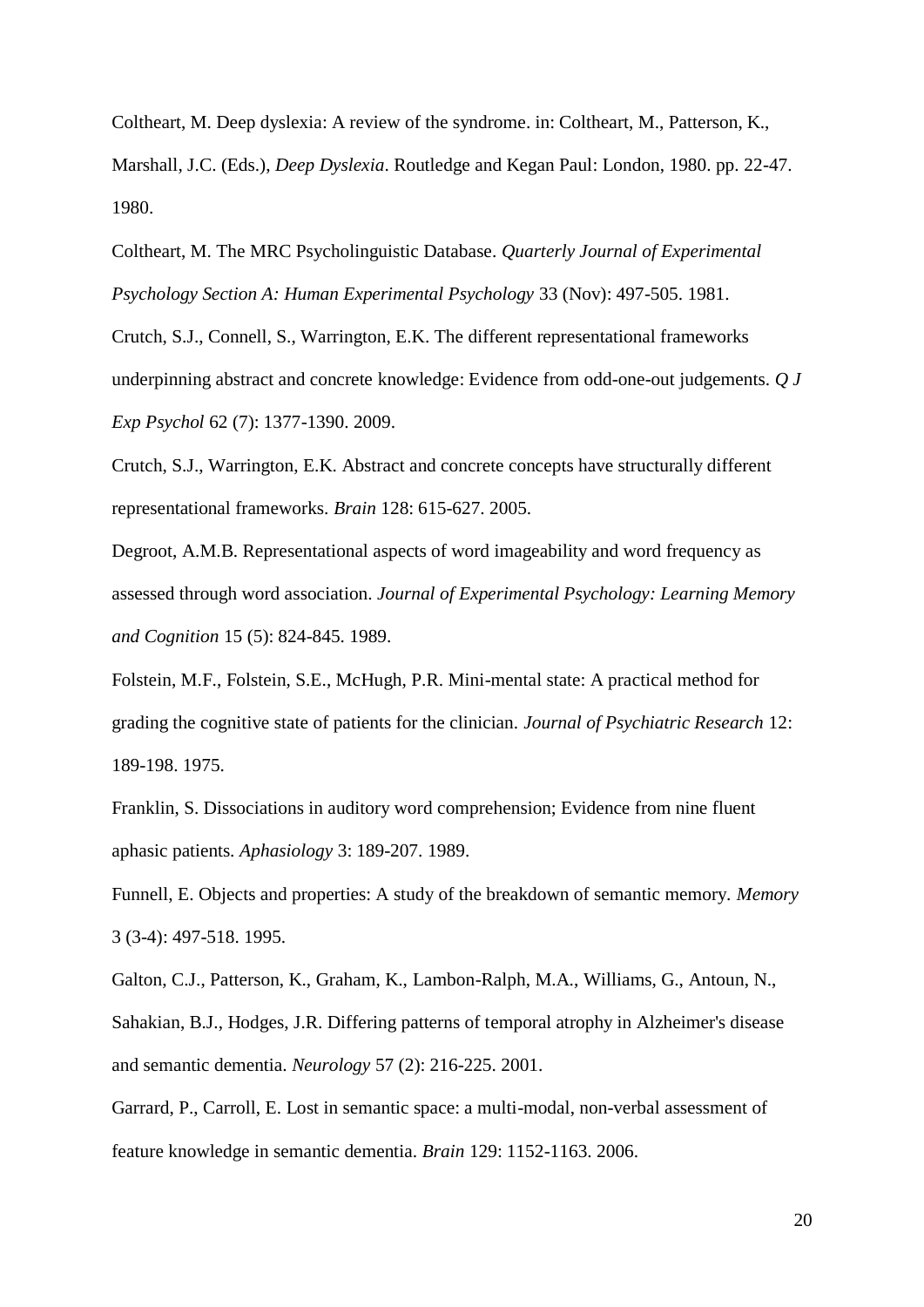Coltheart, M. Deep dyslexia: A review of the syndrome. in: Coltheart, M., Patterson, K., Marshall, J.C. (Eds.), *Deep Dyslexia*. Routledge and Kegan Paul: London, 1980. pp. 22-47. 1980.

Coltheart, M. The MRC Psycholinguistic Database. *Quarterly Journal of Experimental Psychology Section A: Human Experimental Psychology* 33 (Nov): 497-505. 1981.

Crutch, S.J., Connell, S., Warrington, E.K. The different representational frameworks underpinning abstract and concrete knowledge: Evidence from odd-one-out judgements. *Q J Exp Psychol* 62 (7): 1377-1390. 2009.

Crutch, S.J., Warrington, E.K. Abstract and concrete concepts have structurally different representational frameworks. *Brain* 128: 615-627. 2005.

Degroot, A.M.B. Representational aspects of word imageability and word frequency as assessed through word association. *Journal of Experimental Psychology: Learning Memory and Cognition* 15 (5): 824-845. 1989.

Folstein, M.F., Folstein, S.E., McHugh, P.R. Mini-mental state: A practical method for grading the cognitive state of patients for the clinician. *Journal of Psychiatric Research* 12: 189-198. 1975.

Franklin, S. Dissociations in auditory word comprehension; Evidence from nine fluent aphasic patients. *Aphasiology* 3: 189-207. 1989.

Funnell, E. Objects and properties: A study of the breakdown of semantic memory. *Memory* 3 (3-4): 497-518. 1995.

Galton, C.J., Patterson, K., Graham, K., Lambon-Ralph, M.A., Williams, G., Antoun, N., Sahakian, B.J., Hodges, J.R. Differing patterns of temporal atrophy in Alzheimer's disease and semantic dementia. *Neurology* 57 (2): 216-225. 2001.

Garrard, P., Carroll, E. Lost in semantic space: a multi-modal, non-verbal assessment of feature knowledge in semantic dementia. *Brain* 129: 1152-1163. 2006.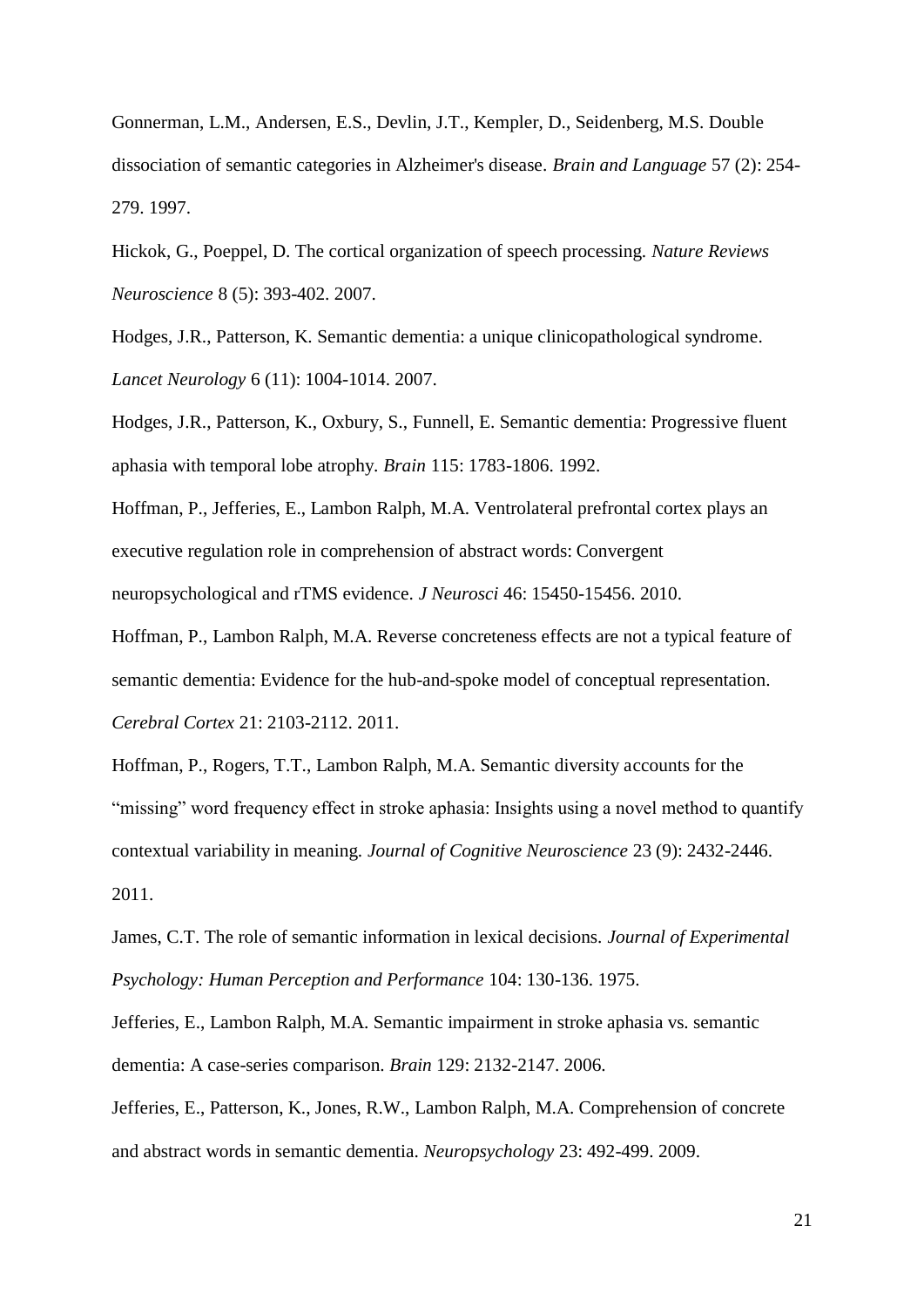Gonnerman, L.M., Andersen, E.S., Devlin, J.T., Kempler, D., Seidenberg, M.S. Double dissociation of semantic categories in Alzheimer's disease. *Brain and Language* 57 (2): 254-279. 1997.

Hickok, G., Poeppel, D. The cortical organization of speech processing. *Nature Reviews Neuroscience* 8 (5): 393-402. 2007.

Hodges, J.R., Patterson, K. Semantic dementia: a unique clinicopathological syndrome. *Lancet Neurology* 6 (11): 1004-1014. 2007.

Hodges, J.R., Patterson, K., Oxbury, S., Funnell, E. Semantic dementia: Progressive fluent aphasia with temporal lobe atrophy. *Brain* 115: 1783-1806. 1992.

Hoffman, P., Jefferies, E., Lambon Ralph, M.A. Ventrolateral prefrontal cortex plays an executive regulation role in comprehension of abstract words: Convergent neuropsychological and rTMS evidence. *J Neurosci* 46: 15450-15456. 2010.

Hoffman, P., Lambon Ralph, M.A. Reverse concreteness effects are not a typical feature of semantic dementia: Evidence for the hub-and-spoke model of conceptual representation. *Cerebral Cortex* 21: 2103-2112. 2011.

Hoffman, P., Rogers, T.T., Lambon Ralph, M.A. Semantic diversity accounts for the "missing" word frequency effect in stroke aphasia: Insights using a novel method to quantify contextual variability in meaning. *Journal of Cognitive Neuroscience* 23 (9): 2432-2446. 2011.

James, C.T. The role of semantic information in lexical decisions. *Journal of Experimental Psychology: Human Perception and Performance* 104: 130-136. 1975.

Jefferies, E., Lambon Ralph, M.A. Semantic impairment in stroke aphasia vs. semantic dementia: A case-series comparison. *Brain* 129: 2132-2147. 2006.

Jefferies, E., Patterson, K., Jones, R.W., Lambon Ralph, M.A. Comprehension of concrete and abstract words in semantic dementia. *Neuropsychology* 23: 492-499. 2009.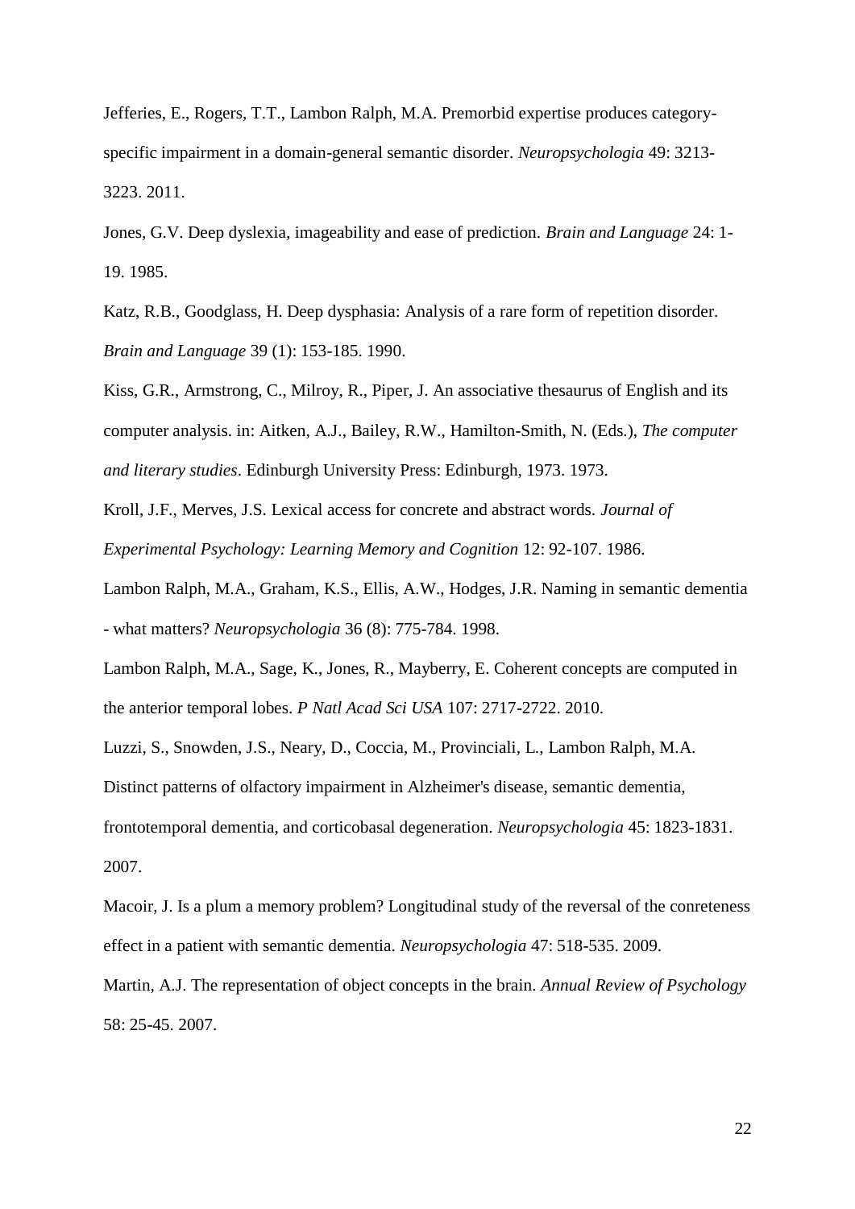Jefferies, E., Rogers, T.T., Lambon Ralph, M.A. Premorbid expertise produces category-specific impairment in a domain-general semantic disorder. *Neuropsychologia* 49: 3213-3223. 2011.

Jones, G.V. Deep dyslexia, imageability and ease of prediction. *Brain and Language* 24: 1-19. 1985.

Katz, R.B., Goodglass, H. Deep dysphasia: Analysis of a rare form of repetition disorder. *Brain and Language* 39 (1): 153-185. 1990.

Kiss, G.R., Armstrong, C., Milroy, R., Piper, J. An associative thesaurus of English and its computer analysis. in: Aitken, A.J., Bailey, R.W., Hamilton-Smith, N. (Eds.), *The computer and literary studies*. Edinburgh University Press: Edinburgh, 1973. 1973.

Kroll, J.F., Merves, J.S. Lexical access for concrete and abstract words. *Journal of Experimental Psychology: Learning Memory and Cognition* 12: 92-107. 1986.

Lambon Ralph, M.A., Graham, K.S., Ellis, A.W., Hodges, J.R. Naming in semantic dementia - what matters? *Neuropsychologia* 36 (8): 775-784. 1998.

Lambon Ralph, M.A., Sage, K., Jones, R., Mayberry, E. Coherent concepts are computed in the anterior temporal lobes. *P Natl Acad Sci USA* 107: 2717-2722. 2010.

Luzzi, S., Snowden, J.S., Neary, D., Coccia, M., Provinciali, L., Lambon Ralph, M.A. Distinct patterns of olfactory impairment in Alzheimer's disease, semantic dementia, frontotemporal dementia, and corticobasal degeneration. *Neuropsychologia* 45: 1823-1831. 2007.

Macoir, J. Is a plum a memory problem? Longitudinal study of the reversal of the conreteness effect in a patient with semantic dementia. *Neuropsychologia* 47: 518-535. 2009.

Martin, A.J. The representation of object concepts in the brain. *Annual Review of Psychology* 58: 25-45. 2007.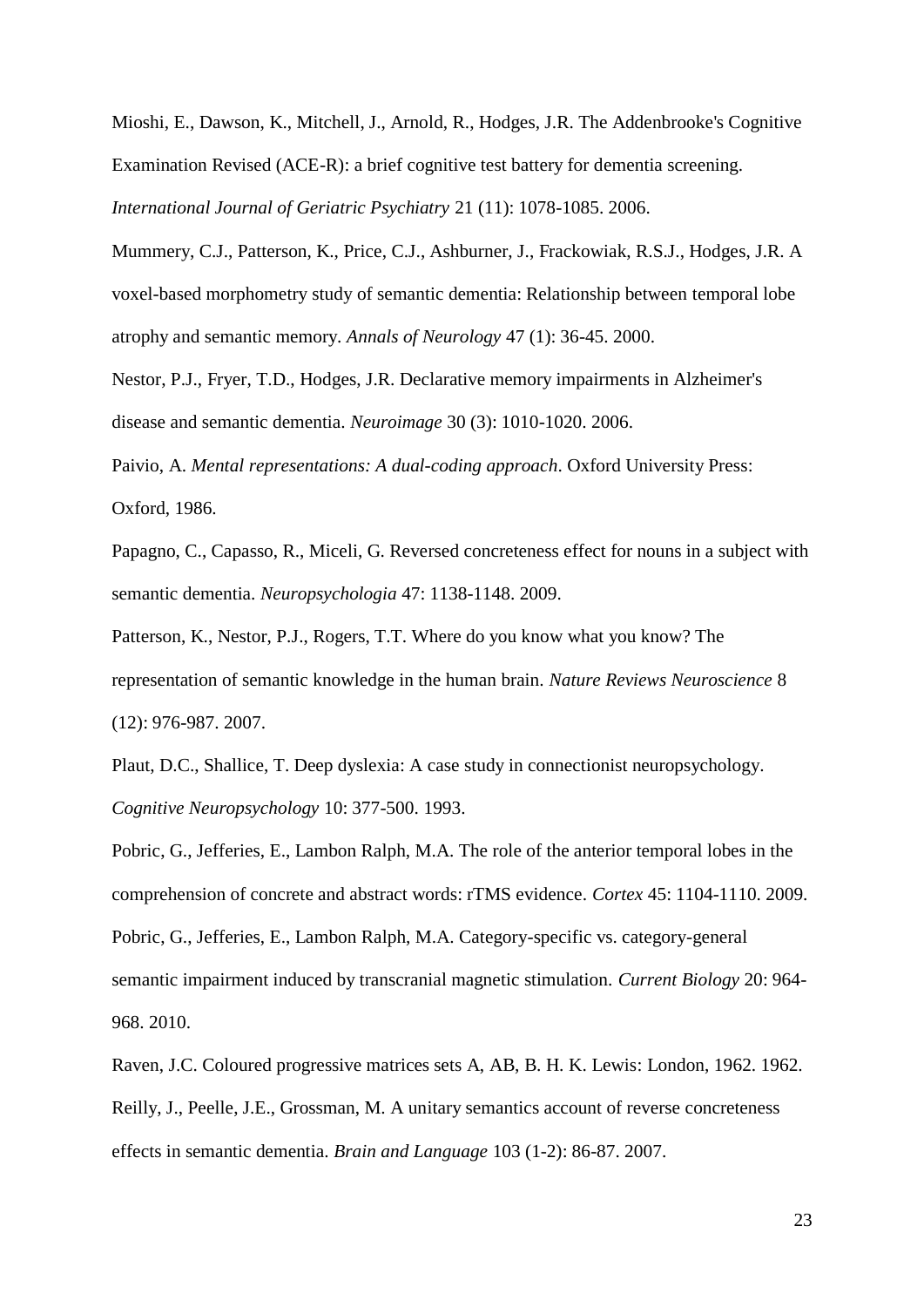Mioshi, E., Dawson, K., Mitchell, J., Arnold, R., Hodges, J.R. The Addenbrooke's Cognitive Examination Revised (ACE-R): a brief cognitive test battery for dementia screening. *International Journal of Geriatric Psychiatry* 21 (11): 1078-1085. 2006.

Mummery, C.J., Patterson, K., Price, C.J., Ashburner, J., Frackowiak, R.S.J., Hodges, J.R. A voxel-based morphometry study of semantic dementia: Relationship between temporal lobe atrophy and semantic memory. *Annals of Neurology* 47 (1): 36-45. 2000.

Nestor, P.J., Fryer, T.D., Hodges, J.R. Declarative memory impairments in Alzheimer's disease and semantic dementia. *Neuroimage* 30 (3): 1010-1020. 2006.

Paivio, A. *Mental representations: A dual-coding approach*. Oxford University Press: Oxford, 1986.

Papagno, C., Capasso, R., Miceli, G. Reversed concreteness effect for nouns in a subject with semantic dementia. *Neuropsychologia* 47: 1138-1148. 2009.

Patterson, K., Nestor, P.J., Rogers, T.T. Where do you know what you know? The representation of semantic knowledge in the human brain. *Nature Reviews Neuroscience* 8 (12): 976-987. 2007.

Plaut, D.C., Shallice, T. Deep dyslexia: A case study in connectionist neuropsychology. *Cognitive Neuropsychology* 10: 377-500. 1993.

Pobric, G., Jefferies, E., Lambon Ralph, M.A. The role of the anterior temporal lobes in the comprehension of concrete and abstract words: rTMS evidence. *Cortex* 45: 1104-1110. 2009.

Pobric, G., Jefferies, E., Lambon Ralph, M.A. Category-specific vs. category-general semantic impairment induced by transcranial magnetic stimulation. *Current Biology* 20: 964-968. 2010.

Raven, J.C. Coloured progressive matrices sets A, AB, B. H. K. Lewis: London, 1962. 1962.

Reilly, J., Peelle, J.E., Grossman, M. A unitary semantics account of reverse concreteness effects in semantic dementia. *Brain and Language* 103 (1-2): 86-87. 2007.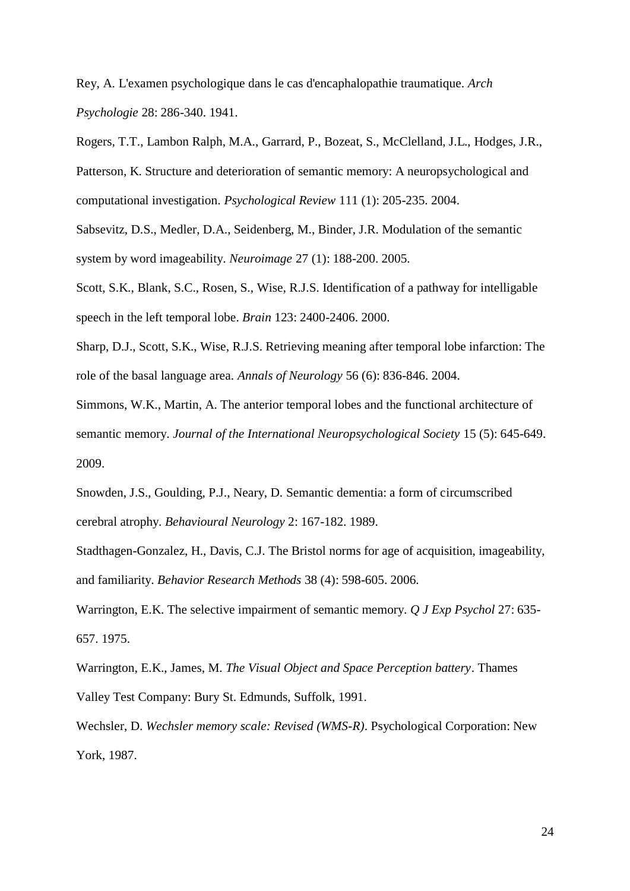Rey, A. L'examen psychologique dans le cas d'encaphalopathie traumatique. *Arch Psychologie* 28: 286-340. 1941.

Rogers, T.T., Lambon Ralph, M.A., Garrard, P., Bozeat, S., McClelland, J.L., Hodges, J.R., Patterson, K. Structure and deterioration of semantic memory: A neuropsychological and computational investigation. *Psychological Review* 111 (1): 205-235. 2004.

Sabsevitz, D.S., Medler, D.A., Seidenberg, M., Binder, J.R. Modulation of the semantic system by word imageability. *Neuroimage* 27 (1): 188-200. 2005.

Scott, S.K., Blank, S.C., Rosen, S., Wise, R.J.S. Identification of a pathway for intelligable speech in the left temporal lobe. *Brain* 123: 2400-2406. 2000.

Sharp, D.J., Scott, S.K., Wise, R.J.S. Retrieving meaning after temporal lobe infarction: The role of the basal language area. *Annals of Neurology* 56 (6): 836-846. 2004.

Simmons, W.K., Martin, A. The anterior temporal lobes and the functional architecture of semantic memory. *Journal of the International Neuropsychological Society* 15 (5): 645-649. 2009.

Snowden, J.S., Goulding, P.J., Neary, D. Semantic dementia: a form of circumscribed cerebral atrophy. *Behavioural Neurology* 2: 167-182. 1989.

Stadthagen-Gonzalez, H., Davis, C.J. The Bristol norms for age of acquisition, imageability, and familiarity. *Behavior Research Methods* 38 (4): 598-605. 2006.

Warrington, E.K. The selective impairment of semantic memory. *Q J Exp Psychol* 27: 635-657. 1975.

Warrington, E.K., James, M. *The Visual Object and Space Perception battery*. Thames Valley Test Company: Bury St. Edmunds, Suffolk, 1991.

Wechsler, D. *Wechsler memory scale: Revised (WMS-R)*. Psychological Corporation: New York, 1987.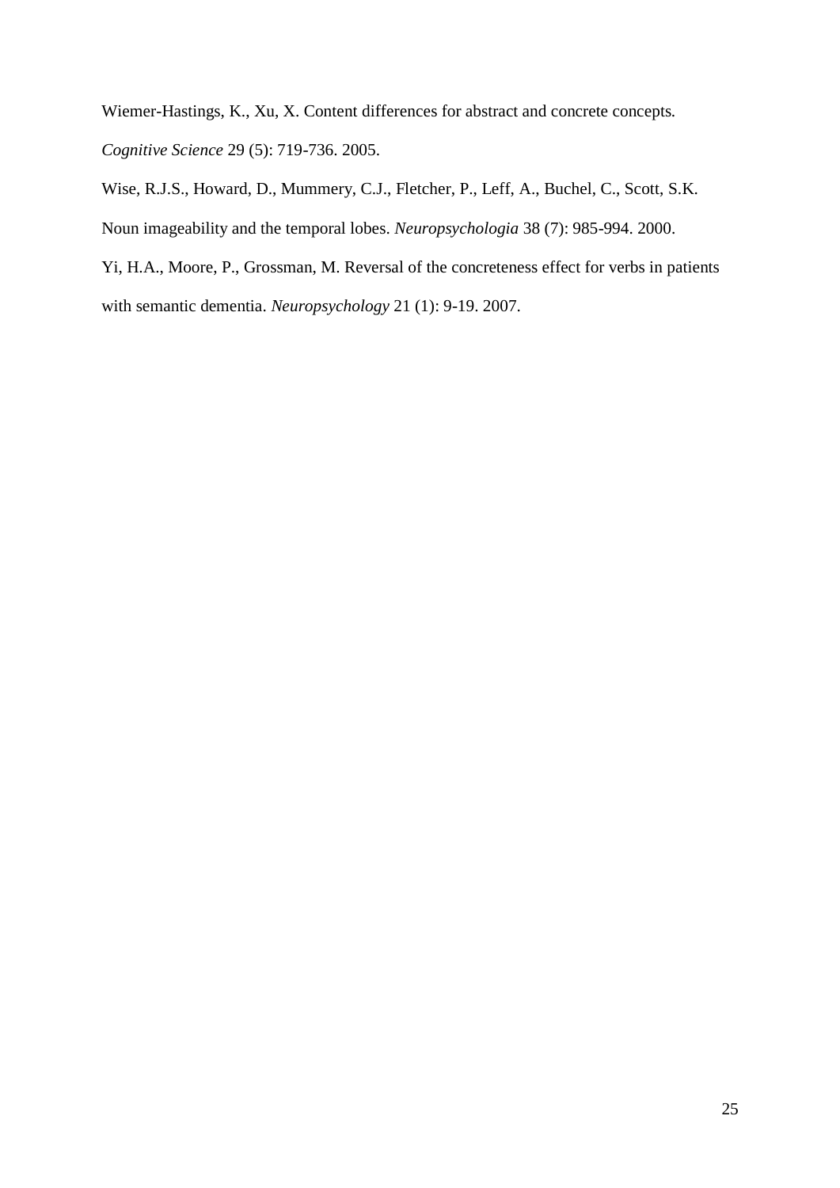Wiemer-Hastings, K., Xu, X. Content differences for abstract and concrete concepts. *Cognitive Science* 29 (5): 719-736. 2005.

Wise, R.J.S., Howard, D., Mummery, C.J., Fletcher, P., Leff, A., Buchel, C., Scott, S.K. Noun imageability and the temporal lobes. *Neuropsychologia* 38 (7): 985-994. 2000.

Yi, H.A., Moore, P., Grossman, M. Reversal of the concreteness effect for verbs in patients with semantic dementia. *Neuropsychology* 21 (1): 9-19. 2007.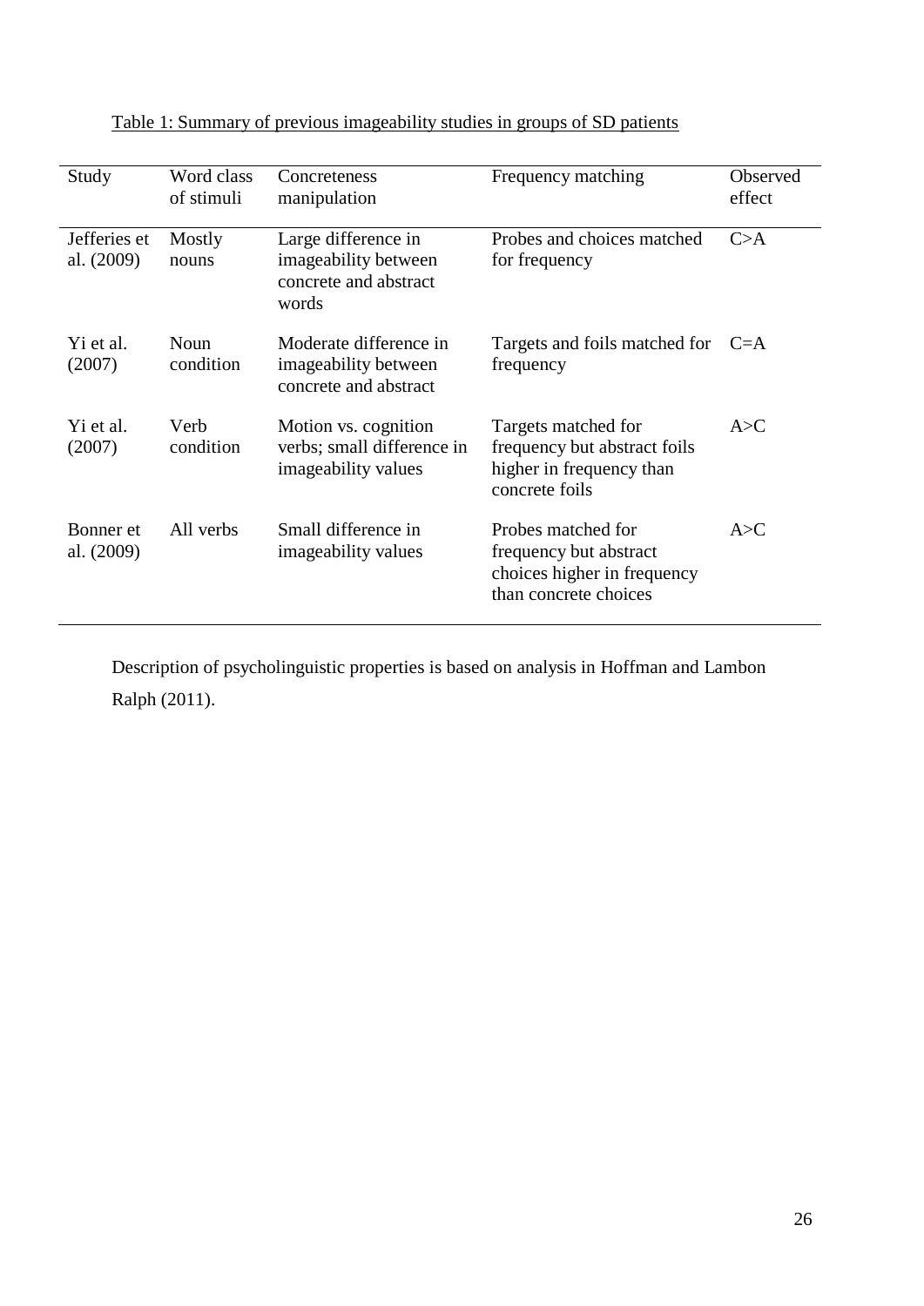Table 1: Summary of previous imageability studies in groups of SD patients

| Study | Word class of stimuli | Concreteness manipulation | Frequency matching | Observed effect |
|---|---|---|---|---|
| Jefferies et al. (2009) | Mostly nouns | Large difference in imageability between concrete and abstract words | Probes and choices matched for frequency | C>A |
| Yi et al. (2007) | Noun condition | Moderate difference in imageability between concrete and abstract | Targets and foils matched for frequency | C=A |
| Yi et al. (2007) | Verb condition | Motion vs. cognition verbs; small difference in imageability values | Targets matched for frequency but abstract foils higher in frequency than concrete foils | A>C |
| Bonner et al. (2009) | All verbs | Small difference in imageability values | Probes matched for frequency but abstract choices higher in frequency than concrete choices | A>C |

Description of psycholinguistic properties is based on analysis in Hoffman and Lambon Ralph (2011).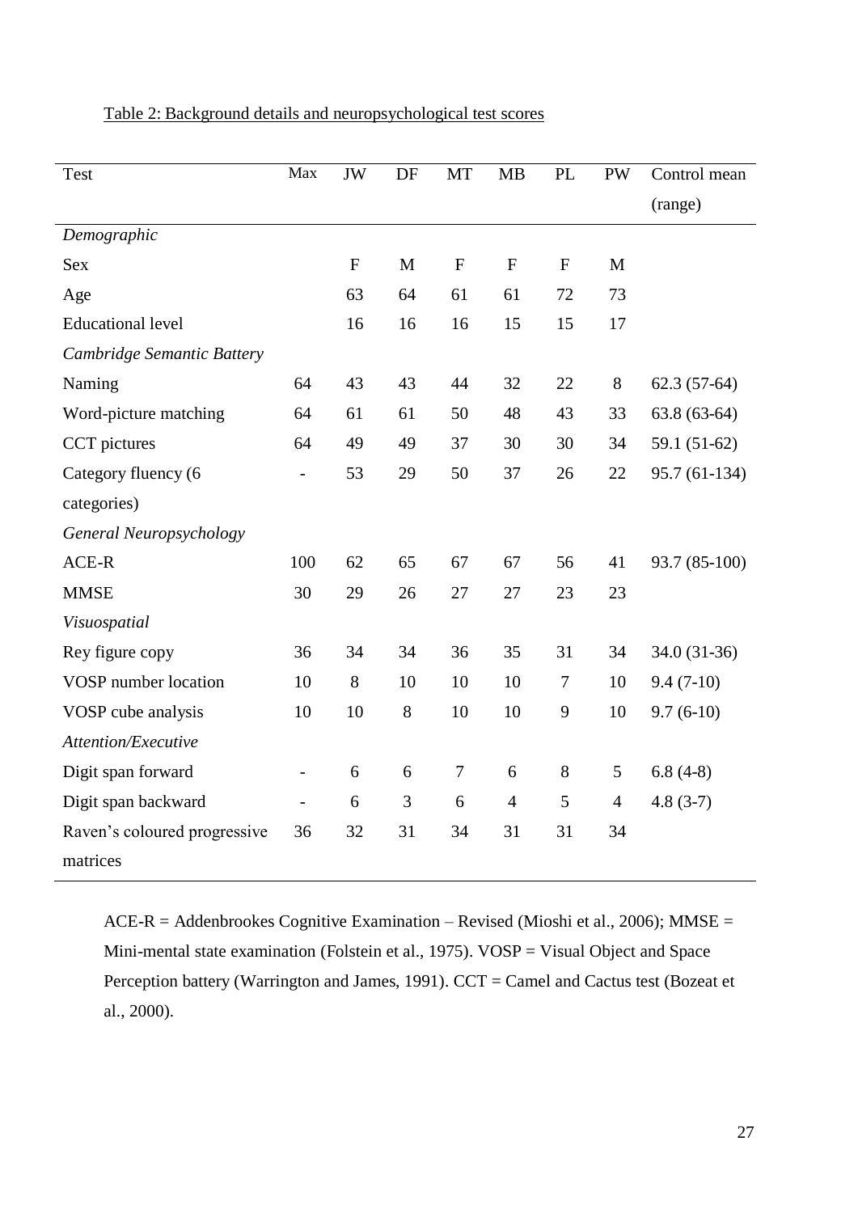Table 2: Background details and neuropsychological test scores

| Test | Max | JW | DF | MT | MB | PL | PW | Control mean (range) |
|---|---|---|---|---|---|---|---|---|
| *Demographic* | | | | | | | | |
| Sex | | F | M | F | F | F | M | |
| Age | | 63 | 64 | 61 | 61 | 72 | 73 | |
| Educational level | | 16 | 16 | 16 | 15 | 15 | 17 | |
| *Cambridge Semantic Battery* | | | | | | | | |
| Naming | 64 | 43 | 43 | 44 | 32 | 22 | 8 | 62.3 (57-64) |
| Word-picture matching | 64 | 61 | 61 | 50 | 48 | 43 | 33 | 63.8 (63-64) |
| CCT pictures | 64 | 49 | 49 | 37 | 30 | 30 | 34 | 59.1 (51-62) |
| Category fluency (6 categories) | - | 53 | 29 | 50 | 37 | 26 | 22 | 95.7 (61-134) |
| *General Neuropsychology* | | | | | | | | |
| ACE-R | 100 | 62 | 65 | 67 | 67 | 56 | 41 | 93.7 (85-100) |
| MMSE | 30 | 29 | 26 | 27 | 27 | 23 | 23 | |
| *Visuospatial* | | | | | | | | |
| Rey figure copy | 36 | 34 | 34 | 36 | 35 | 31 | 34 | 34.0 (31-36) |
| VOSP number location | 10 | 8 | 10 | 10 | 10 | 7 | 10 | 9.4 (7-10) |
| VOSP cube analysis | 10 | 10 | 8 | 10 | 10 | 9 | 10 | 9.7 (6-10) |
| *Attention/Executive* | | | | | | | | |
| Digit span forward | - | 6 | 6 | 7 | 6 | 8 | 5 | 6.8 (4-8) |
| Digit span backward | - | 6 | 3 | 6 | 4 | 5 | 4 | 4.8 (3-7) |
| Raven's coloured progressive matrices | 36 | 32 | 31 | 34 | 31 | 31 | 34 | |

ACE-R = Addenbrookes Cognitive Examination – Revised (Mioshi et al., 2006); MMSE = Mini-mental state examination (Folstein et al., 1975). VOSP = Visual Object and Space Perception battery (Warrington and James, 1991). CCT = Camel and Cactus test (Bozeat et al., 2000).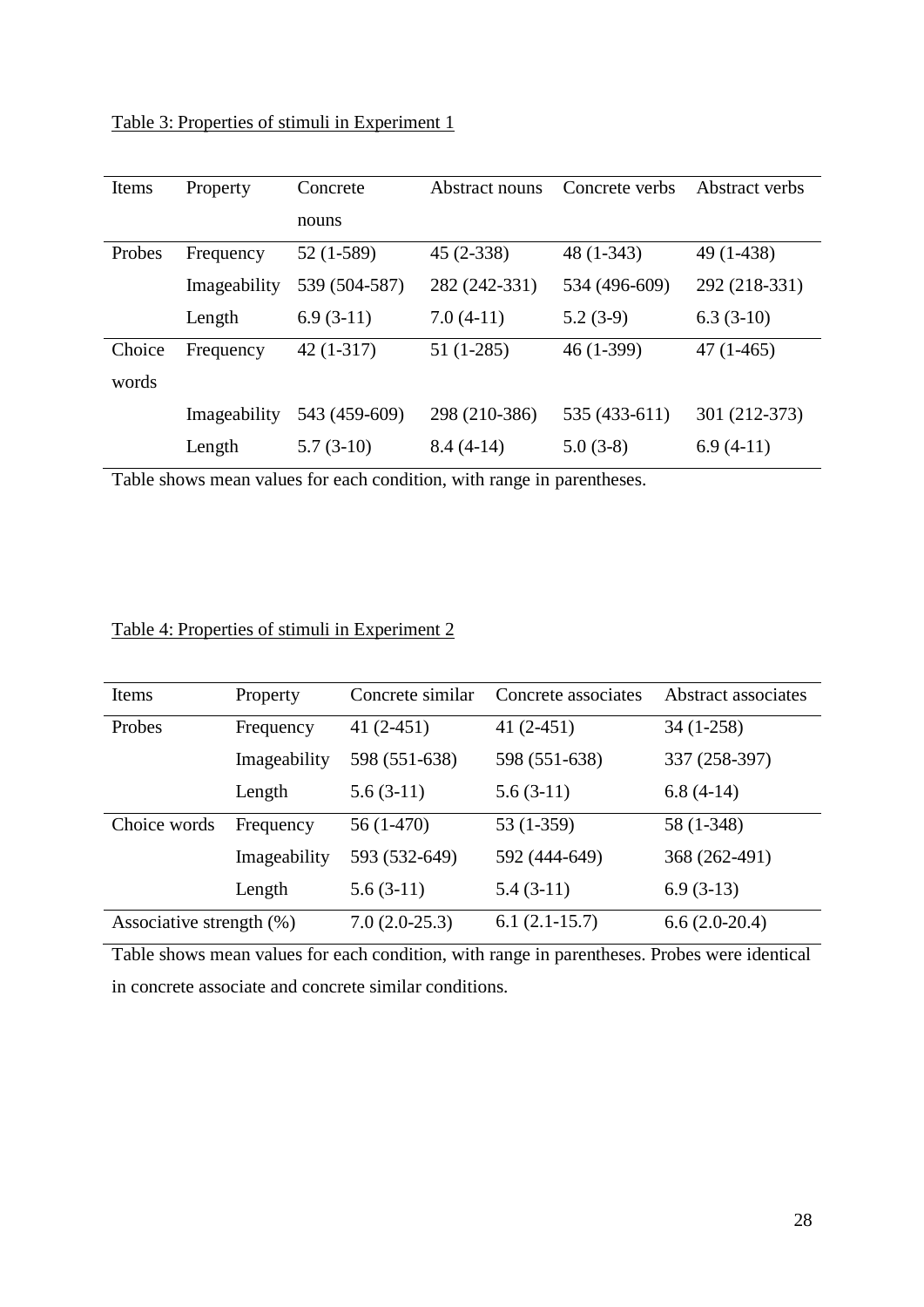Table 3: Properties of stimuli in Experiment 1

| Items | Property | Concrete nouns | Abstract nouns | Concrete verbs | Abstract verbs |
|---|---|---|---|---|---|
| Probes | Frequency | 52 (1-589) | 45 (2-338) | 48 (1-343) | 49 (1-438) |
| | Imageability | 539 (504-587) | 282 (242-331) | 534 (496-609) | 292 (218-331) |
| | Length | 6.9 (3-11) | 7.0 (4-11) | 5.2 (3-9) | 6.3 (3-10) |
| Choice words | Frequency | 42 (1-317) | 51 (1-285) | 46 (1-399) | 47 (1-465) |
| | Imageability | 543 (459-609) | 298 (210-386) | 535 (433-611) | 301 (212-373) |
| | Length | 5.7 (3-10) | 8.4 (4-14) | 5.0 (3-8) | 6.9 (4-11) |

Table shows mean values for each condition, with range in parentheses.

Table 4: Properties of stimuli in Experiment 2

| Items | Property | Concrete similar | Concrete associates | Abstract associates |
|---|---|---|---|---|
| Probes | Frequency | 41 (2-451) | 41 (2-451) | 34 (1-258) |
| | Imageability | 598 (551-638) | 598 (551-638) | 337 (258-397) |
| | Length | 5.6 (3-11) | 5.6 (3-11) | 6.8 (4-14) |
| Choice words | Frequency | 56 (1-470) | 53 (1-359) | 58 (1-348) |
| | Imageability | 593 (532-649) | 592 (444-649) | 368 (262-491) |
| | Length | 5.6 (3-11) | 5.4 (3-11) | 6.9 (3-13) |
| Associative strength (%) | | 7.0 (2.0-25.3) | 6.1 (2.1-15.7) | 6.6 (2.0-20.4) |

Table shows mean values for each condition, with range in parentheses. Probes were identical in concrete associate and concrete similar conditions.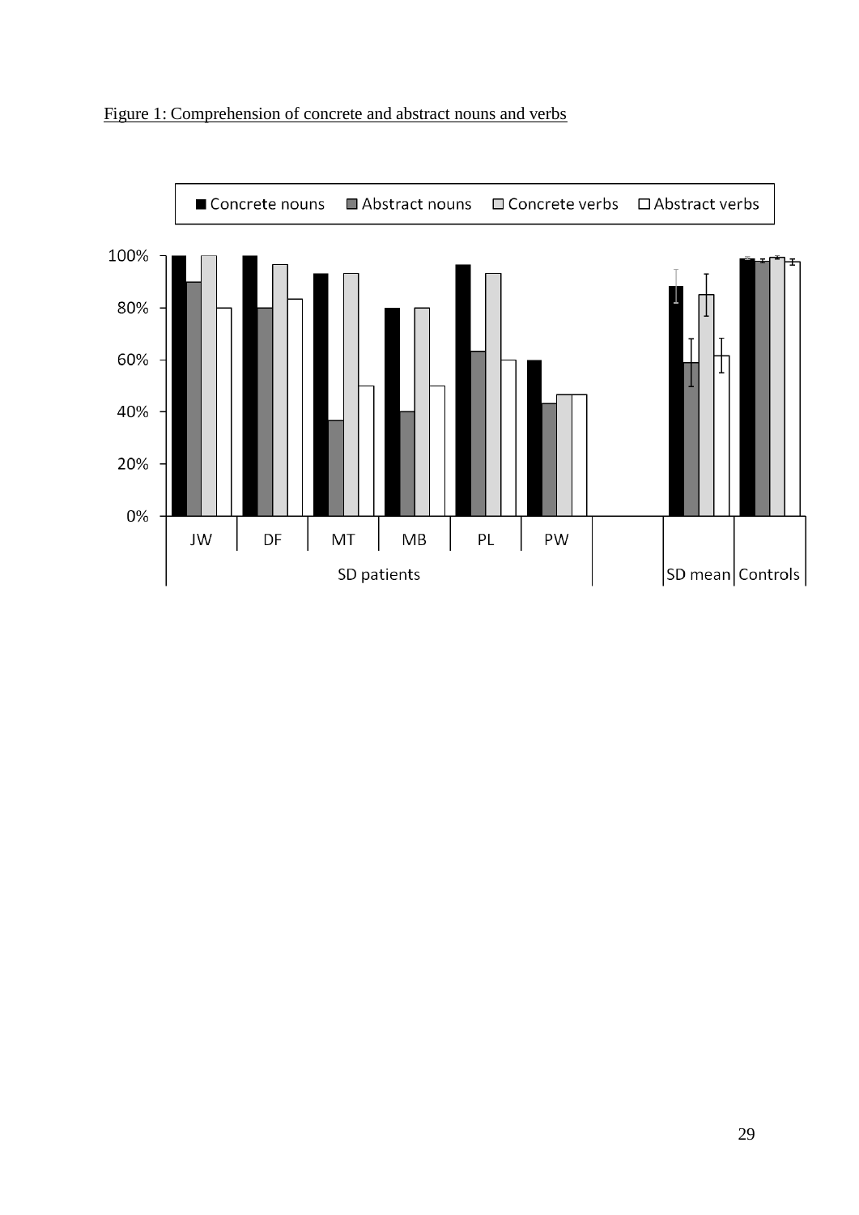Figure 1: Comprehension of concrete and abstract nouns and verbs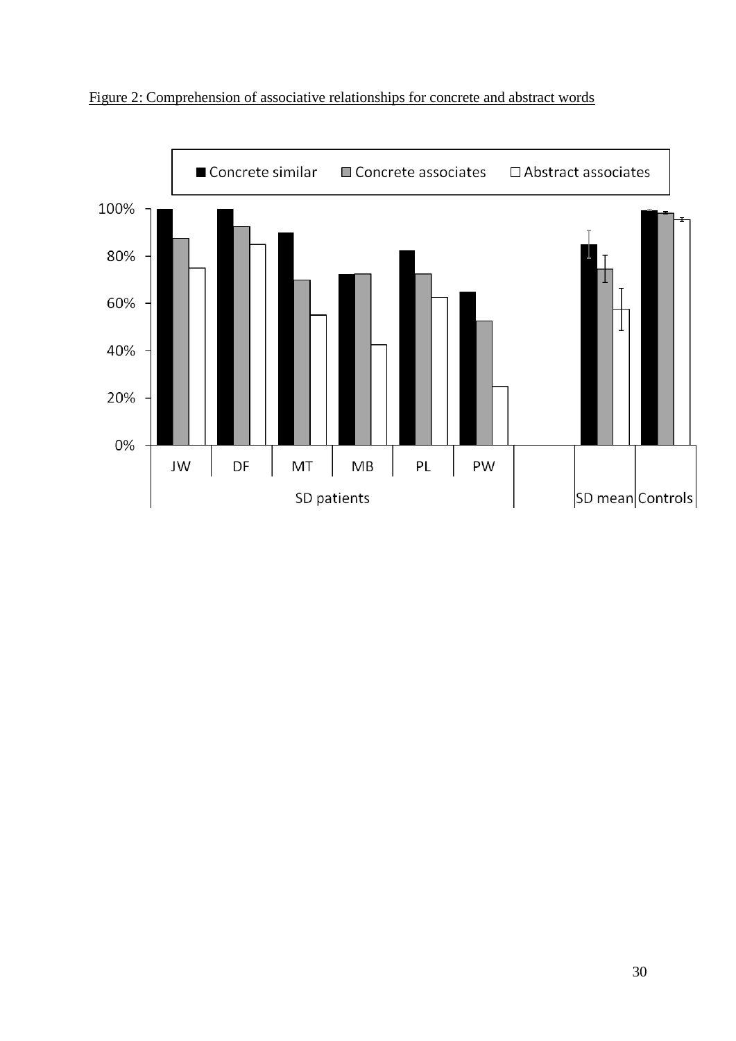Figure 2: Comprehension of associative relationships for concrete and abstract words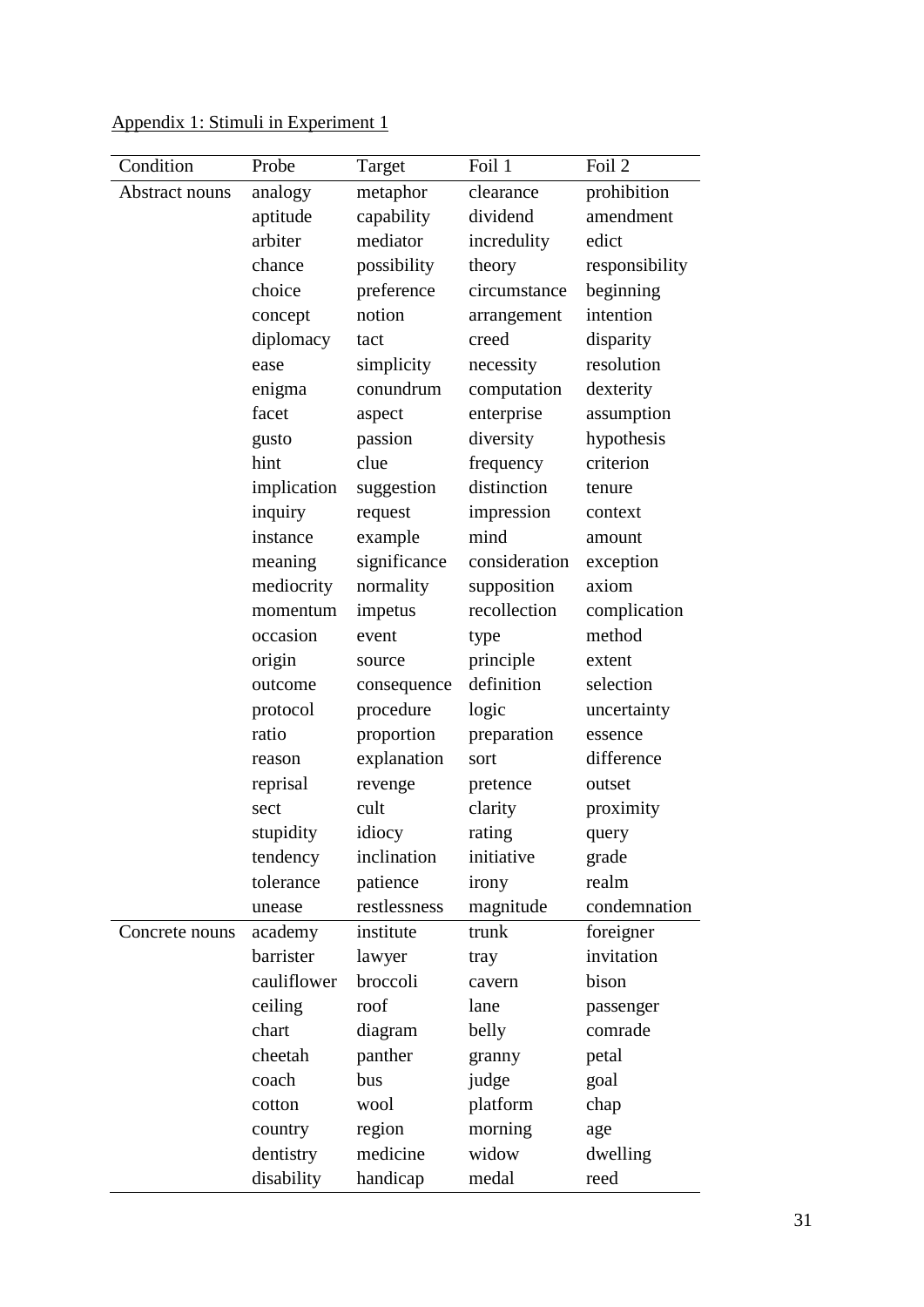Appendix 1: Stimuli in Experiment 1

| Condition | Probe | Target | Foil 1 | Foil 2 |
|---|---|---|---|---|
| Abstract nouns | analogy | metaphor | clearance | prohibition |
| | aptitude | capability | dividend | amendment |
| | arbiter | mediator | incredulity | edict |
| | chance | possibility | theory | responsibility |
| | choice | preference | circumstance | beginning |
| | concept | notion | arrangement | intention |
| | diplomacy | tact | creed | disparity |
| | ease | simplicity | necessity | resolution |
| | enigma | conundrum | computation | dexterity |
| | facet | aspect | enterprise | assumption |
| | gusto | passion | diversity | hypothesis |
| | hint | clue | frequency | criterion |
| | implication | suggestion | distinction | tenure |
| | inquiry | request | impression | context |
| | instance | example | mind | amount |
| | meaning | significance | consideration | exception |
| | mediocrity | normality | supposition | axiom |
| | momentum | impetus | recollection | complication |
| | occasion | event | type | method |
| | origin | source | principle | extent |
| | outcome | consequence | definition | selection |
| | protocol | procedure | logic | uncertainty |
| | ratio | proportion | preparation | essence |
| | reason | explanation | sort | difference |
| | reprisal | revenge | pretence | outset |
| | sect | cult | clarity | proximity |
| | stupidity | idiocy | rating | query |
| | tendency | inclination | initiative | grade |
| | tolerance | patience | irony | realm |
| | unease | restlessness | magnitude | condemnation |
| Concrete nouns | academy | institute | trunk | foreigner |
| | barrister | lawyer | tray | invitation |
| | cauliflower | broccoli | cavern | bison |
| | ceiling | roof | lane | passenger |
| | chart | diagram | belly | comrade |
| | cheetah | panther | granny | petal |
| | coach | bus | judge | goal |
| | cotton | wool | platform | chap |
| | country | region | morning | age |
| | dentistry | medicine | widow | dwelling |
| | disability | handicap | medal | reed |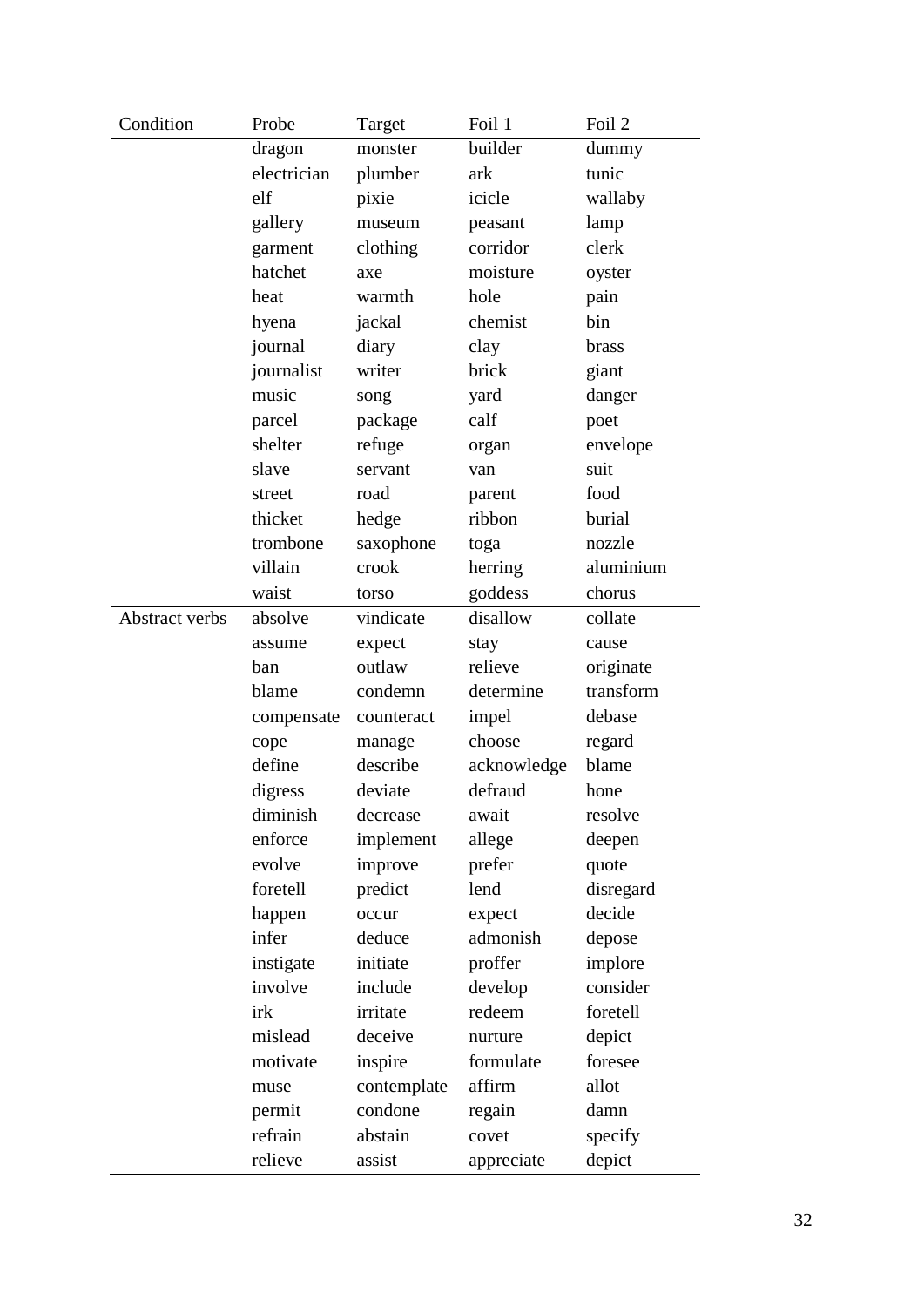| Condition | Probe | Target | Foil 1 | Foil 2 |
|---|---|---|---|---|
| | dragon | monster | builder | dummy |
| | electrician | plumber | ark | tunic |
| | elf | pixie | icicle | wallaby |
| | gallery | museum | peasant | lamp |
| | garment | clothing | corridor | clerk |
| | hatchet | axe | moisture | oyster |
| | heat | warmth | hole | pain |
| | hyena | jackal | chemist | bin |
| | journal | diary | clay | brass |
| | journalist | writer | brick | giant |
| | music | song | yard | danger |
| | parcel | package | calf | poet |
| | shelter | refuge | organ | envelope |
| | slave | servant | van | suit |
| | street | road | parent | food |
| | thicket | hedge | ribbon | burial |
| | trombone | saxophone | toga | nozzle |
| | villain | crook | herring | aluminium |
| | waist | torso | goddess | chorus |
| Abstract verbs | absolve | vindicate | disallow | collate |
| | assume | expect | stay | cause |
| | ban | outlaw | relieve | originate |
| | blame | condemn | determine | transform |
| | compensate | counteract | impel | debase |
| | cope | manage | choose | regard |
| | define | describe | acknowledge | blame |
| | digress | deviate | defraud | hone |
| | diminish | decrease | await | resolve |
| | enforce | implement | allege | deepen |
| | evolve | improve | prefer | quote |
| | foretell | predict | lend | disregard |
| | happen | occur | expect | decide |
| | infer | deduce | admonish | depose |
| | instigate | initiate | proffer | implore |
| | involve | include | develop | consider |
| | irk | irritate | redeem | foretell |
| | mislead | deceive | nurture | depict |
| | motivate | inspire | formulate | foresee |
| | muse | contemplate | affirm | allot |
| | permit | condone | regain | damn |
| | refrain | abstain | covet | specify |
| | relieve | assist | appreciate | depict |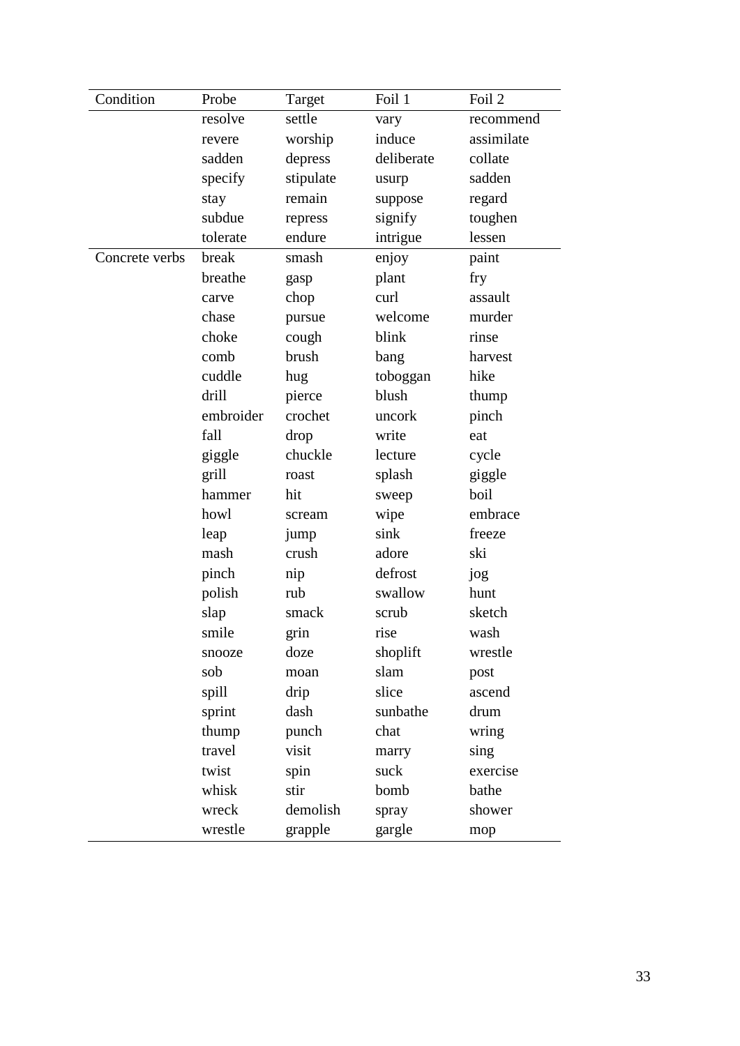| Condition | Probe | Target | Foil 1 | Foil 2 |
| --- | --- | --- | --- | --- |
| | resolve | settle | vary | recommend |
| | revere | worship | induce | assimilate |
| | sadden | depress | deliberate | collate |
| | specify | stipulate | usurp | sadden |
| | stay | remain | suppose | regard |
| | subdue | repress | signify | toughen |
| | tolerate | endure | intrigue | lessen |
| Concrete verbs | break | smash | enjoy | paint |
| | breathe | gasp | plant | fry |
| | carve | chop | curl | assault |
| | chase | pursue | welcome | murder |
| | choke | cough | blink | rinse |
| | comb | brush | bang | harvest |
| | cuddle | hug | toboggan | hike |
| | drill | pierce | blush | thump |
| | embroider | crochet | uncork | pinch |
| | fall | drop | write | eat |
| | giggle | chuckle | lecture | cycle |
| | grill | roast | splash | giggle |
| | hammer | hit | sweep | boil |
| | howl | scream | wipe | embrace |
| | leap | jump | sink | freeze |
| | mash | crush | adore | ski |
| | pinch | nip | defrost | jog |
| | polish | rub | swallow | hunt |
| | slap | smack | scrub | sketch |
| | smile | grin | rise | wash |
| | snooze | doze | shoplift | wrestle |
| | sob | moan | slam | post |
| | spill | drip | slice | ascend |
| | sprint | dash | sunbathe | drum |
| | thump | punch | chat | wring |
| | travel | visit | marry | sing |
| | twist | spin | suck | exercise |
| | whisk | stir | bomb | bathe |
| | wreck | demolish | spray | shower |
| | wrestle | grapple | gargle | mop |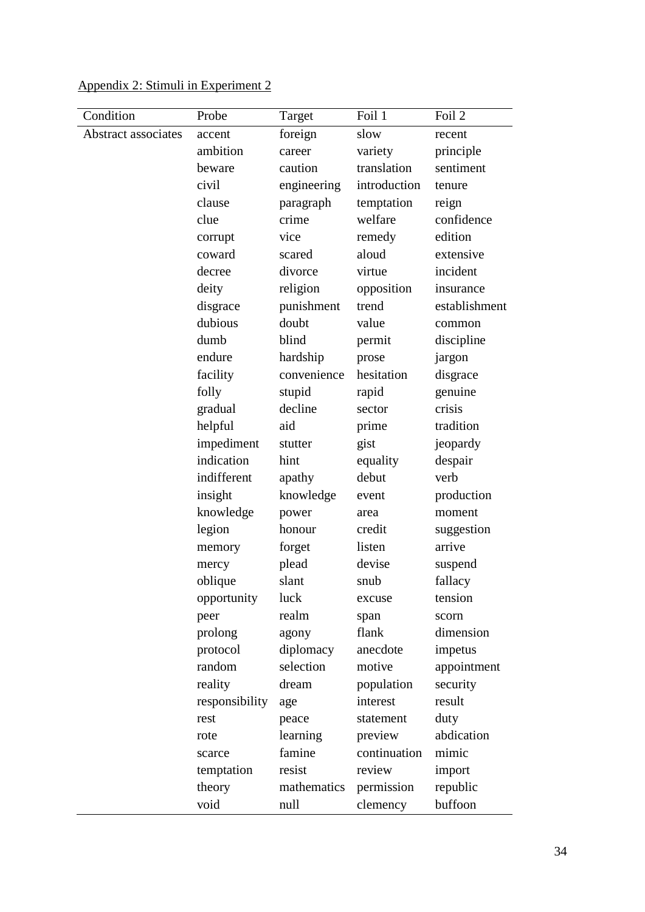Appendix 2: Stimuli in Experiment 2

| Condition | Probe | Target | Foil 1 | Foil 2 |
|---|---|---|---|---|
| Abstract associates | accent | foreign | slow | recent |
| | ambition | career | variety | principle |
| | beware | caution | translation | sentiment |
| | civil | engineering | introduction | tenure |
| | clause | paragraph | temptation | reign |
| | clue | crime | welfare | confidence |
| | corrupt | vice | remedy | edition |
| | coward | scared | aloud | extensive |
| | decree | divorce | virtue | incident |
| | deity | religion | opposition | insurance |
| | disgrace | punishment | trend | establishment |
| | dubious | doubt | value | common |
| | dumb | blind | permit | discipline |
| | endure | hardship | prose | jargon |
| | facility | convenience | hesitation | disgrace |
| | folly | stupid | rapid | genuine |
| | gradual | decline | sector | crisis |
| | helpful | aid | prime | tradition |
| | impediment | stutter | gist | jeopardy |
| | indication | hint | equality | despair |
| | indifferent | apathy | debut | verb |
| | insight | knowledge | event | production |
| | knowledge | power | area | moment |
| | legion | honour | credit | suggestion |
| | memory | forget | listen | arrive |
| | mercy | plead | devise | suspend |
| | oblique | slant | snub | fallacy |
| | opportunity | luck | excuse | tension |
| | peer | realm | span | scorn |
| | prolong | agony | flank | dimension |
| | protocol | diplomacy | anecdote | impetus |
| | random | selection | motive | appointment |
| | reality | dream | population | security |
| | responsibility | age | interest | result |
| | rest | peace | statement | duty |
| | rote | learning | preview | abdication |
| | scarce | famine | continuation | mimic |
| | temptation | resist | review | import |
| | theory | mathematics | permission | republic |
| | void | null | clemency | buffoon |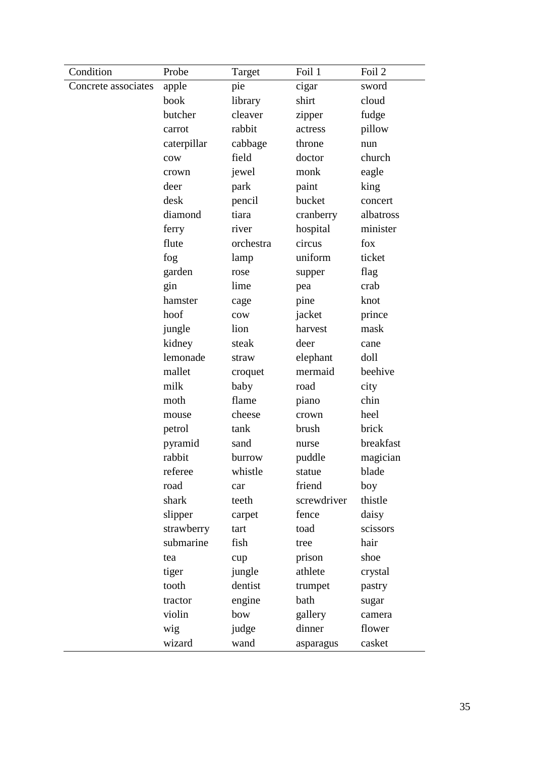| Condition | Probe | Target | Foil 1 | Foil 2 |
|---|---|---|---|---|
| Concrete associates | apple | pie | cigar | sword |
| | book | library | shirt | cloud |
| | butcher | cleaver | zipper | fudge |
| | carrot | rabbit | actress | pillow |
| | caterpillar | cabbage | throne | nun |
| | cow | field | doctor | church |
| | crown | jewel | monk | eagle |
| | deer | park | paint | king |
| | desk | pencil | bucket | concert |
| | diamond | tiara | cranberry | albatross |
| | ferry | river | hospital | minister |
| | flute | orchestra | circus | fox |
| | fog | lamp | uniform | ticket |
| | garden | rose | supper | flag |
| | gin | lime | pea | crab |
| | hamster | cage | pine | knot |
| | hoof | cow | jacket | prince |
| | jungle | lion | harvest | mask |
| | kidney | steak | deer | cane |
| | lemonade | straw | elephant | doll |
| | mallet | croquet | mermaid | beehive |
| | milk | baby | road | city |
| | moth | flame | piano | chin |
| | mouse | cheese | crown | heel |
| | petrol | tank | brush | brick |
| | pyramid | sand | nurse | breakfast |
| | rabbit | burrow | puddle | magician |
| | referee | whistle | statue | blade |
| | road | car | friend | boy |
| | shark | teeth | screwdriver | thistle |
| | slipper | carpet | fence | daisy |
| | strawberry | tart | toad | scissors |
| | submarine | fish | tree | hair |
| | tea | cup | prison | shoe |
| | tiger | jungle | athlete | crystal |
| | tooth | dentist | trumpet | pastry |
| | tractor | engine | bath | sugar |
| | violin | bow | gallery | camera |
| | wig | judge | dinner | flower |
| | wizard | wand | asparagus | casket |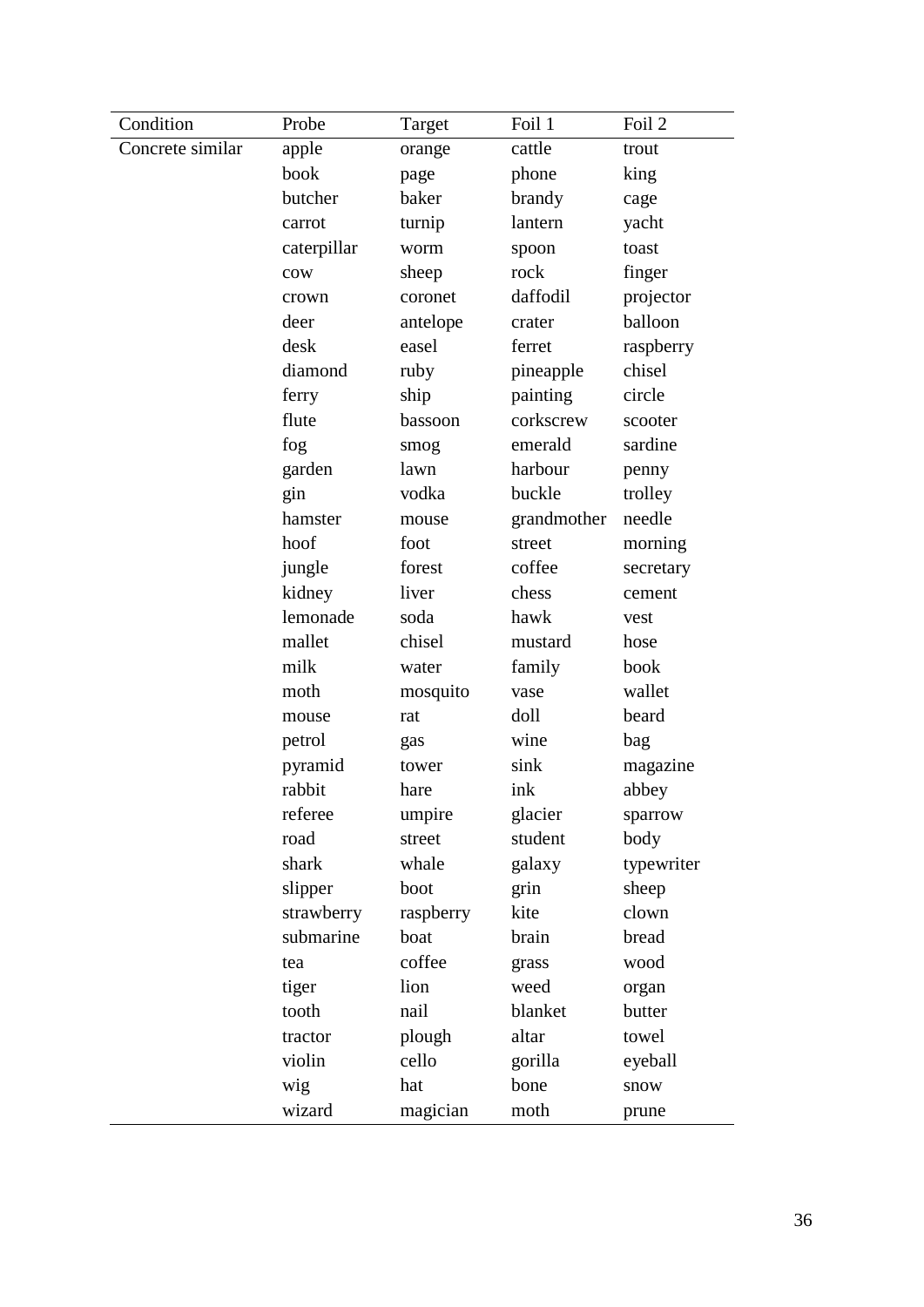| Condition | Probe | Target | Foil 1 | Foil 2 |
|---|---|---|---|---|
| Concrete similar | apple | orange | cattle | trout |
| | book | page | phone | king |
| | butcher | baker | brandy | cage |
| | carrot | turnip | lantern | yacht |
| | caterpillar | worm | spoon | toast |
| | cow | sheep | rock | finger |
| | crown | coronet | daffodil | projector |
| | deer | antelope | crater | balloon |
| | desk | easel | ferret | raspberry |
| | diamond | ruby | pineapple | chisel |
| | ferry | ship | painting | circle |
| | flute | bassoon | corkscrew | scooter |
| | fog | smog | emerald | sardine |
| | garden | lawn | harbour | penny |
| | gin | vodka | buckle | trolley |
| | hamster | mouse | grandmother | needle |
| | hoof | foot | street | morning |
| | jungle | forest | coffee | secretary |
| | kidney | liver | chess | cement |
| | lemonade | soda | hawk | vest |
| | mallet | chisel | mustard | hose |
| | milk | water | family | book |
| | moth | mosquito | vase | wallet |
| | mouse | rat | doll | beard |
| | petrol | gas | wine | bag |
| | pyramid | tower | sink | magazine |
| | rabbit | hare | ink | abbey |
| | referee | umpire | glacier | sparrow |
| | road | street | student | body |
| | shark | whale | galaxy | typewriter |
| | slipper | boot | grin | sheep |
| | strawberry | raspberry | kite | clown |
| | submarine | boat | brain | bread |
| | tea | coffee | grass | wood |
| | tiger | lion | weed | organ |
| | tooth | nail | blanket | butter |
| | tractor | plough | altar | towel |
| | violin | cello | gorilla | eyeball |
| | wig | hat | bone | snow |
| | wizard | magician | moth | prune |